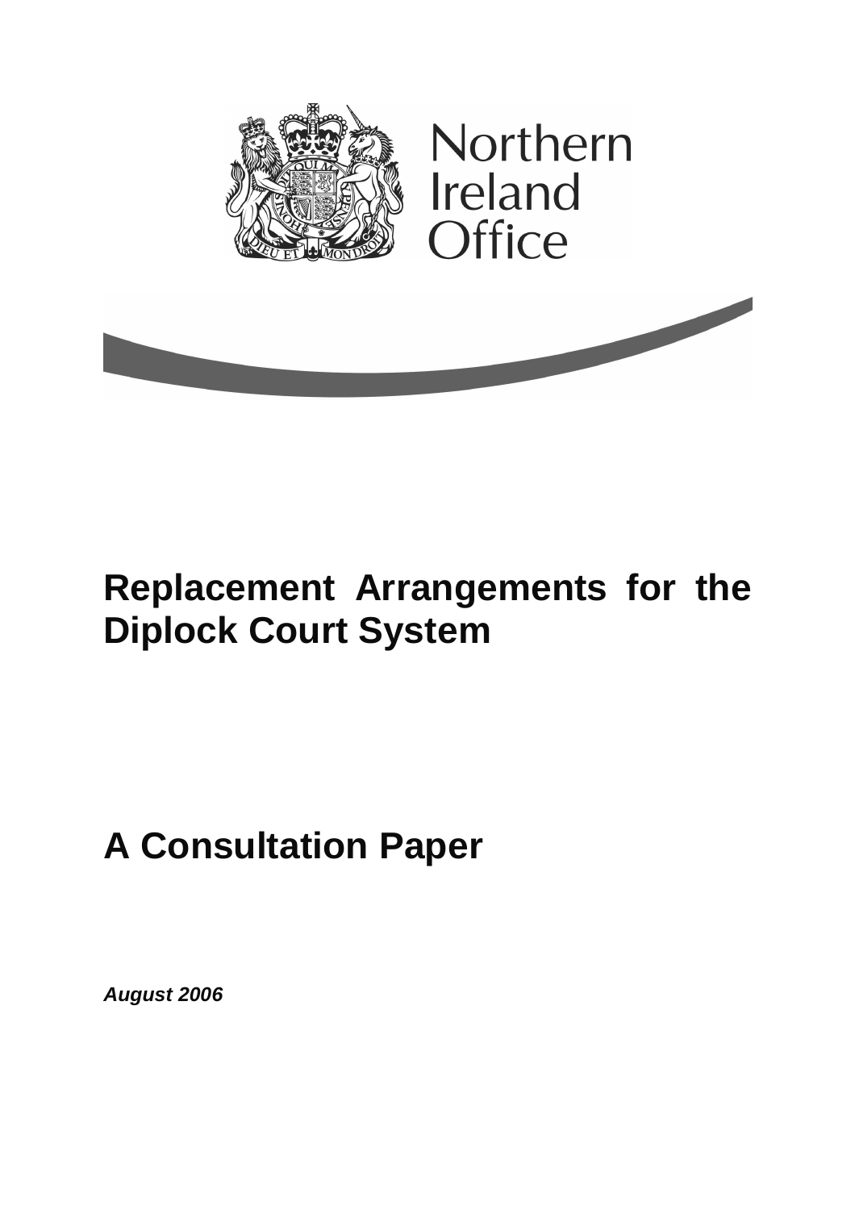Northern Ireland Office

# Replacement Arrangements for the Diplock Court System

# A Consultation Paper

***August 2006***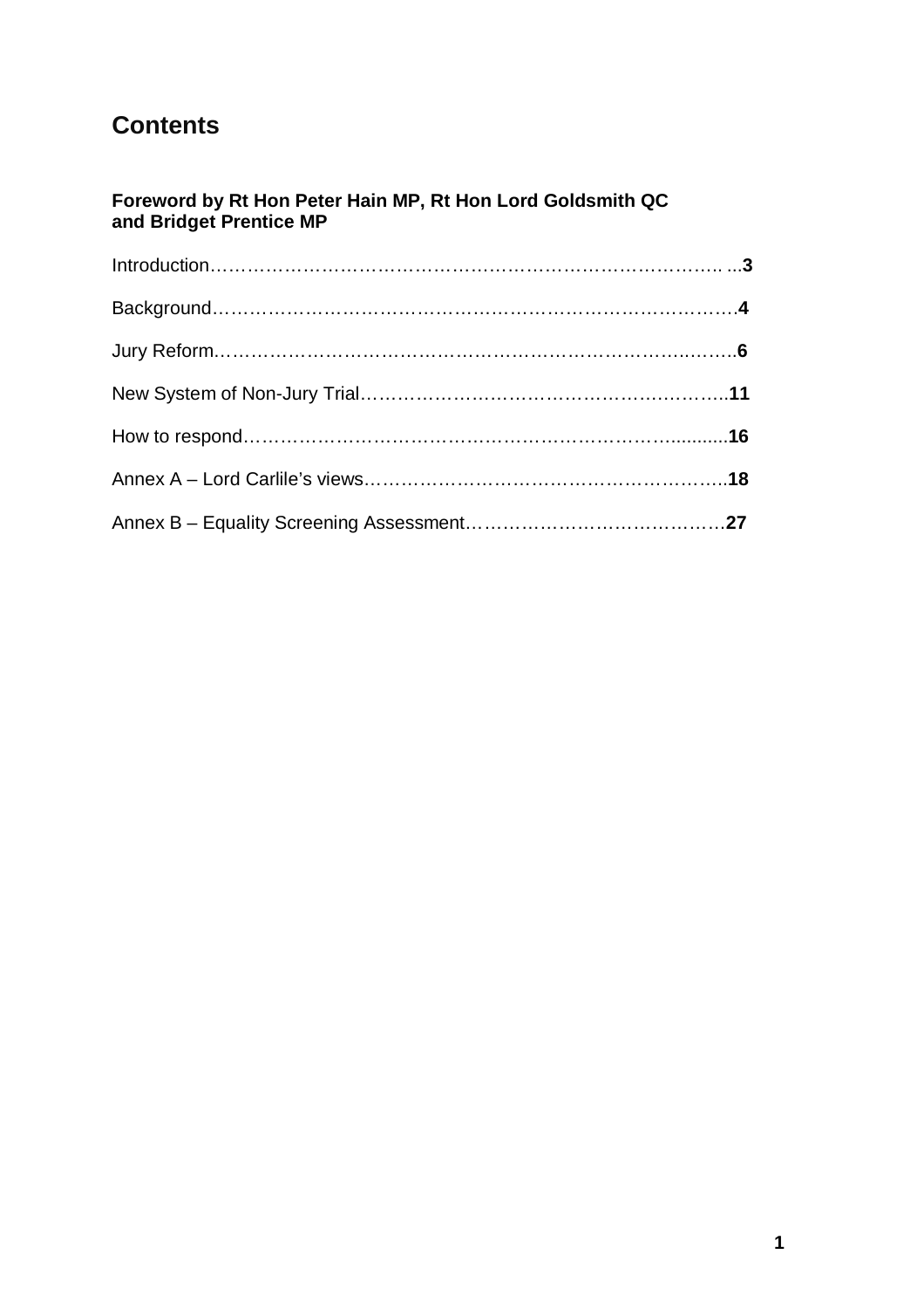## Contents

**Foreword by Rt Hon Peter Hain MP, Rt Hon Lord Goldsmith QC and Bridget Prentice MP**

Introduction……………………………………………………………………… ...**3**

Background………………………………………………………………………….**4**

Jury Reform……………………………………………………………………..…….**6**

New System of Non-Jury Trial…………………………………………………..**11**

How to respond…………………………………………………………….........**16**

Annex A – Lord Carlile's views……………………………………………………..**18**

Annex B – Equality Screening Assessment……………………………………**27**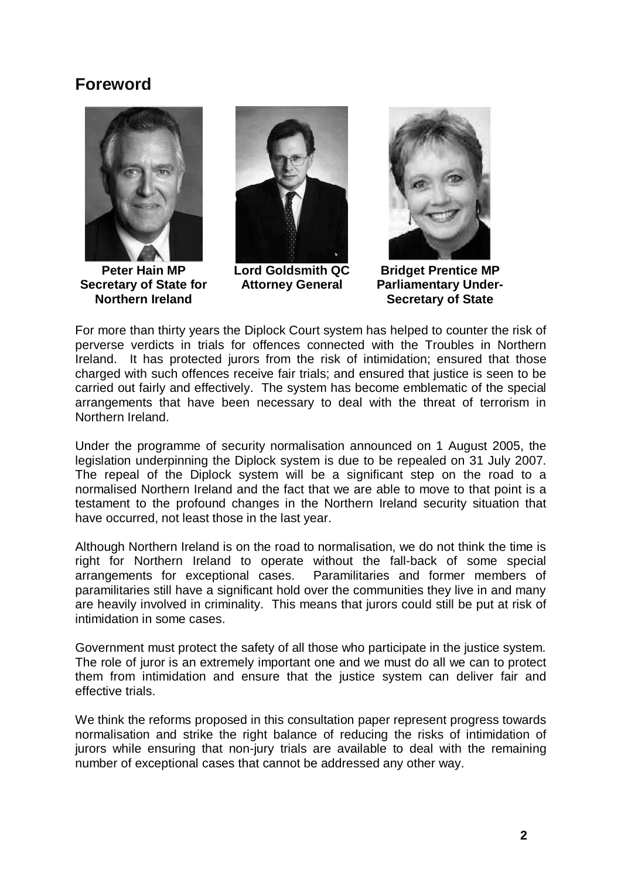## Foreword

**Peter Hain MP**
**Secretary of State for Northern Ireland**

**Lord Goldsmith QC**
**Attorney General**

**Bridget Prentice MP**
**Parliamentary Under-Secretary of State**

For more than thirty years the Diplock Court system has helped to counter the risk of perverse verdicts in trials for offences connected with the Troubles in Northern Ireland. It has protected jurors from the risk of intimidation; ensured that those charged with such offences receive fair trials; and ensured that justice is seen to be carried out fairly and effectively. The system has become emblematic of the special arrangements that have been necessary to deal with the threat of terrorism in Northern Ireland.

Under the programme of security normalisation announced on 1 August 2005, the legislation underpinning the Diplock system is due to be repealed on 31 July 2007. The repeal of the Diplock system will be a significant step on the road to a normalised Northern Ireland and the fact that we are able to move to that point is a testament to the profound changes in the Northern Ireland security situation that have occurred, not least those in the last year.

Although Northern Ireland is on the road to normalisation, we do not think the time is right for Northern Ireland to operate without the fall-back of some special arrangements for exceptional cases. Paramilitaries and former members of paramilitaries still have a significant hold over the communities they live in and many are heavily involved in criminality. This means that jurors could still be put at risk of intimidation in some cases.

Government must protect the safety of all those who participate in the justice system. The role of juror is an extremely important one and we must do all we can to protect them from intimidation and ensure that the justice system can deliver fair and effective trials.

We think the reforms proposed in this consultation paper represent progress towards normalisation and strike the right balance of reducing the risks of intimidation of jurors while ensuring that non-jury trials are available to deal with the remaining number of exceptional cases that cannot be addressed any other way.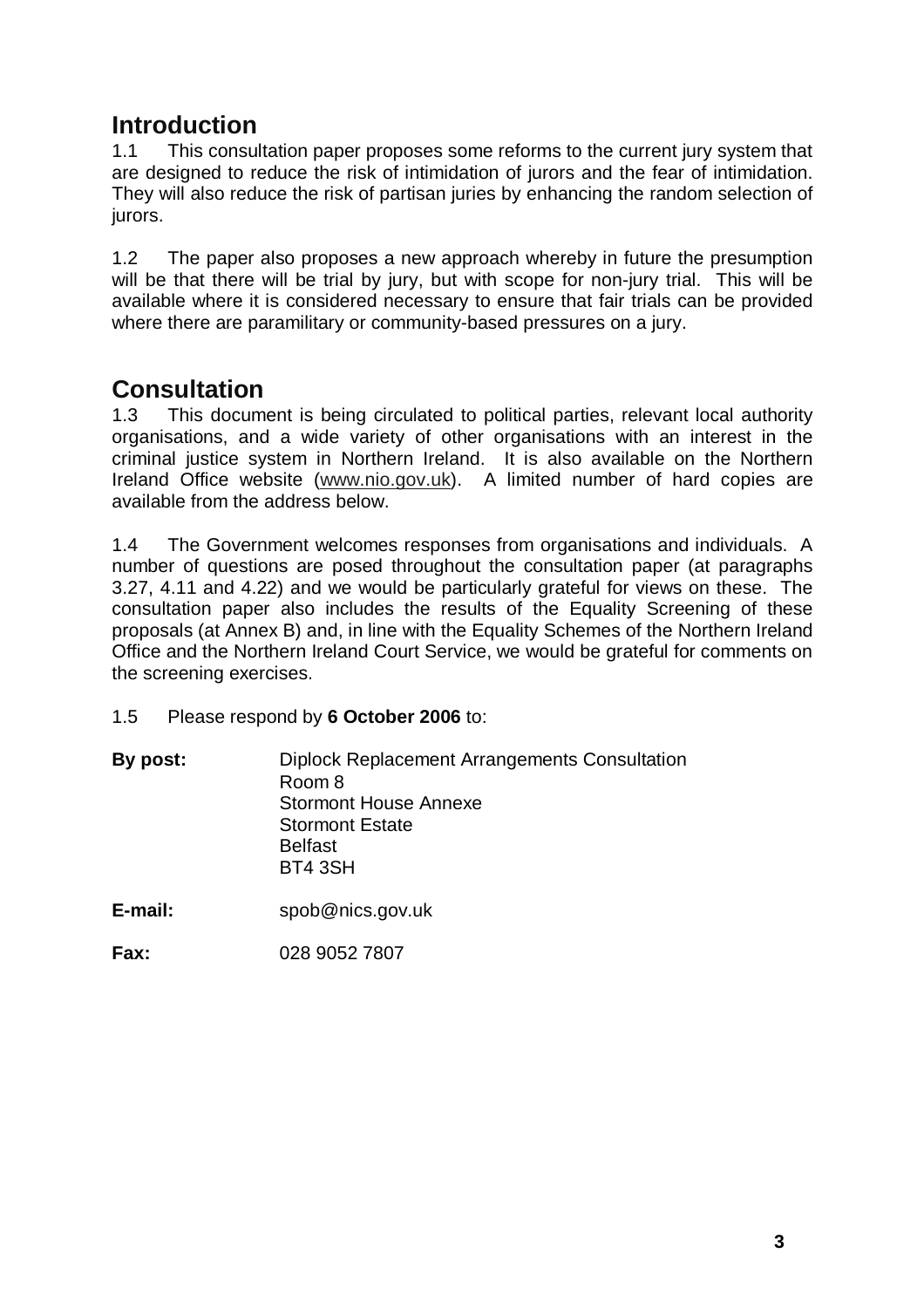## Introduction

1.1 This consultation paper proposes some reforms to the current jury system that are designed to reduce the risk of intimidation of jurors and the fear of intimidation. They will also reduce the risk of partisan juries by enhancing the random selection of jurors.

1.2 The paper also proposes a new approach whereby in future the presumption will be that there will be trial by jury, but with scope for non-jury trial. This will be available where it is considered necessary to ensure that fair trials can be provided where there are paramilitary or community-based pressures on a jury.

## Consultation

1.3 This document is being circulated to political parties, relevant local authority organisations, and a wide variety of other organisations with an interest in the criminal justice system in Northern Ireland. It is also available on the Northern Ireland Office website (www.nio.gov.uk). A limited number of hard copies are available from the address below.

1.4 The Government welcomes responses from organisations and individuals. A number of questions are posed throughout the consultation paper (at paragraphs 3.27, 4.11 and 4.22) and we would be particularly grateful for views on these. The consultation paper also includes the results of the Equality Screening of these proposals (at Annex B) and, in line with the Equality Schemes of the Northern Ireland Office and the Northern Ireland Court Service, we would be grateful for comments on the screening exercises.

1.5 Please respond by **6 October 2006** to:

**By post:** Diplock Replacement Arrangements Consultation
Room 8
Stormont House Annexe
Stormont Estate
Belfast
BT4 3SH

**E-mail:** spob@nics.gov.uk

**Fax:** 028 9052 7807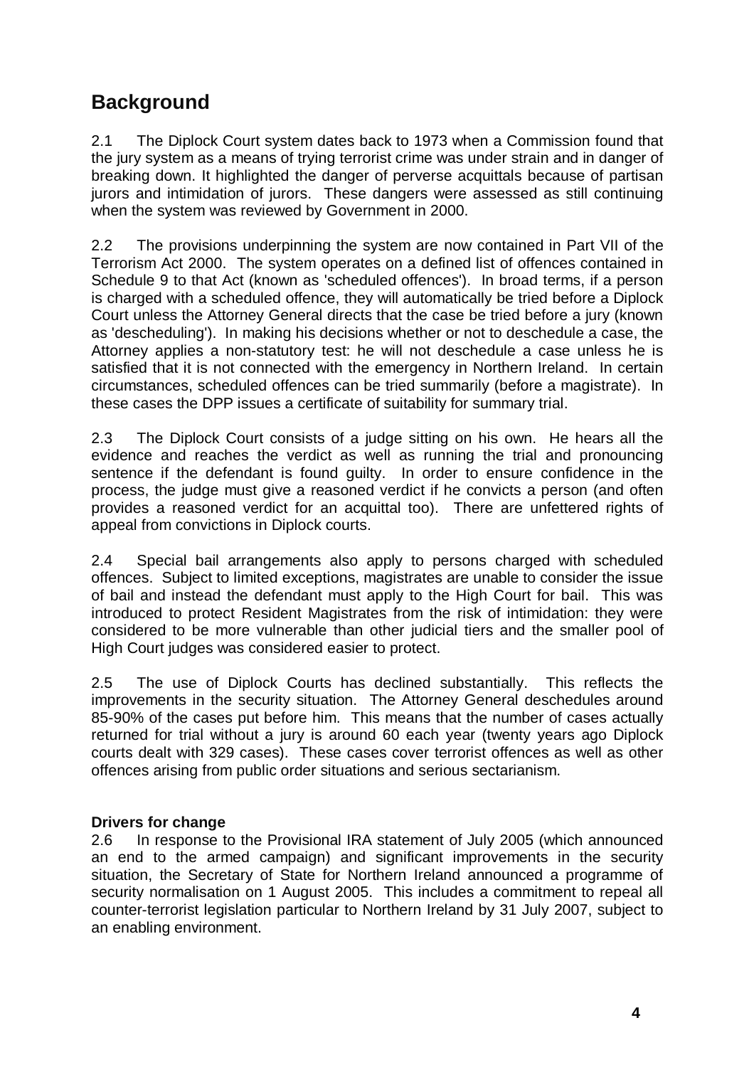## Background

2.1 The Diplock Court system dates back to 1973 when a Commission found that the jury system as a means of trying terrorist crime was under strain and in danger of breaking down. It highlighted the danger of perverse acquittals because of partisan jurors and intimidation of jurors. These dangers were assessed as still continuing when the system was reviewed by Government in 2000.

2.2 The provisions underpinning the system are now contained in Part VII of the Terrorism Act 2000. The system operates on a defined list of offences contained in Schedule 9 to that Act (known as 'scheduled offences'). In broad terms, if a person is charged with a scheduled offence, they will automatically be tried before a Diplock Court unless the Attorney General directs that the case be tried before a jury (known as 'descheduling'). In making his decisions whether or not to deschedule a case, the Attorney applies a non-statutory test: he will not deschedule a case unless he is satisfied that it is not connected with the emergency in Northern Ireland. In certain circumstances, scheduled offences can be tried summarily (before a magistrate). In these cases the DPP issues a certificate of suitability for summary trial.

2.3 The Diplock Court consists of a judge sitting on his own. He hears all the evidence and reaches the verdict as well as running the trial and pronouncing sentence if the defendant is found guilty. In order to ensure confidence in the process, the judge must give a reasoned verdict if he convicts a person (and often provides a reasoned verdict for an acquittal too). There are unfettered rights of appeal from convictions in Diplock courts.

2.4 Special bail arrangements also apply to persons charged with scheduled offences. Subject to limited exceptions, magistrates are unable to consider the issue of bail and instead the defendant must apply to the High Court for bail. This was introduced to protect Resident Magistrates from the risk of intimidation: they were considered to be more vulnerable than other judicial tiers and the smaller pool of High Court judges was considered easier to protect.

2.5 The use of Diplock Courts has declined substantially. This reflects the improvements in the security situation. The Attorney General deschedules around 85-90% of the cases put before him. This means that the number of cases actually returned for trial without a jury is around 60 each year (twenty years ago Diplock courts dealt with 329 cases). These cases cover terrorist offences as well as other offences arising from public order situations and serious sectarianism.

**Drivers for change**

2.6 In response to the Provisional IRA statement of July 2005 (which announced an end to the armed campaign) and significant improvements in the security situation, the Secretary of State for Northern Ireland announced a programme of security normalisation on 1 August 2005. This includes a commitment to repeal all counter-terrorist legislation particular to Northern Ireland by 31 July 2007, subject to an enabling environment.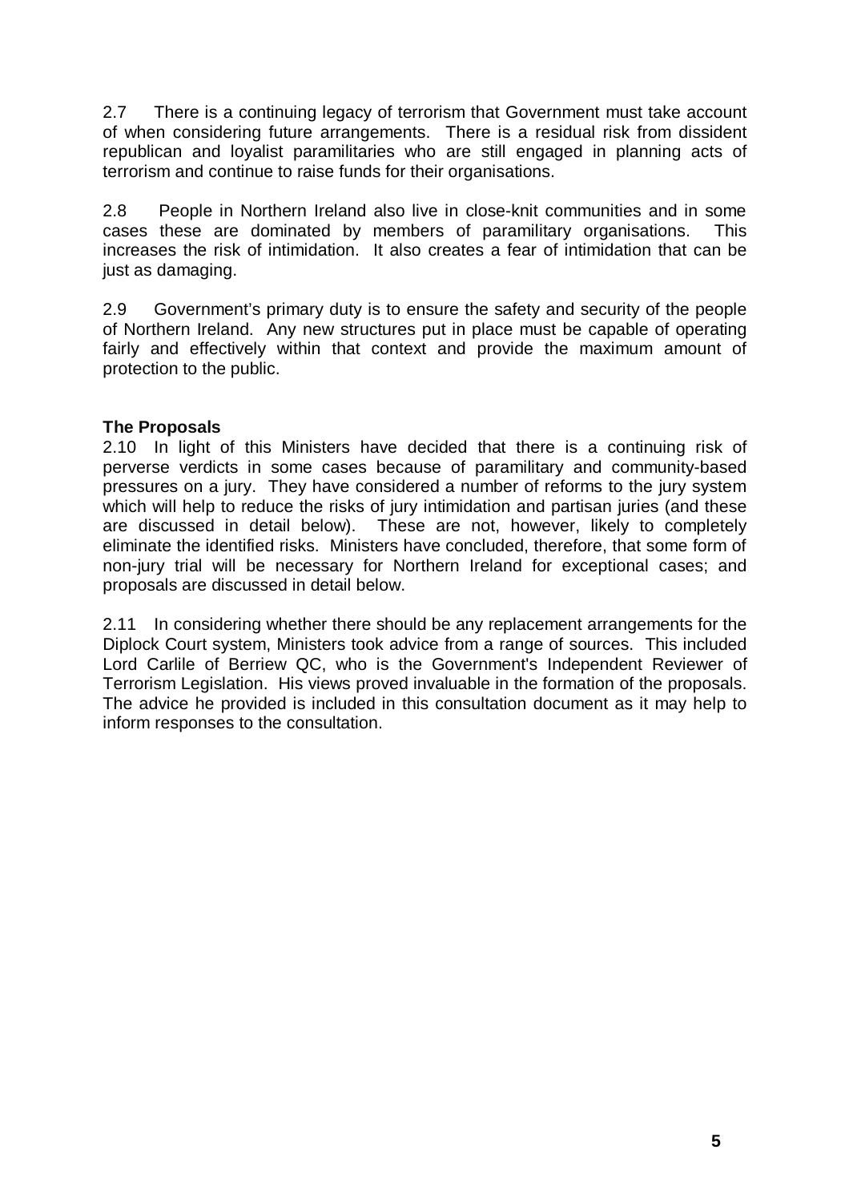2.7 There is a continuing legacy of terrorism that Government must take account of when considering future arrangements. There is a residual risk from dissident republican and loyalist paramilitaries who are still engaged in planning acts of terrorism and continue to raise funds for their organisations.

2.8 People in Northern Ireland also live in close-knit communities and in some cases these are dominated by members of paramilitary organisations. This increases the risk of intimidation. It also creates a fear of intimidation that can be just as damaging.

2.9 Government's primary duty is to ensure the safety and security of the people of Northern Ireland. Any new structures put in place must be capable of operating fairly and effectively within that context and provide the maximum amount of protection to the public.

**The Proposals**

2.10 In light of this Ministers have decided that there is a continuing risk of perverse verdicts in some cases because of paramilitary and community-based pressures on a jury. They have considered a number of reforms to the jury system which will help to reduce the risks of jury intimidation and partisan juries (and these are discussed in detail below). These are not, however, likely to completely eliminate the identified risks. Ministers have concluded, therefore, that some form of non-jury trial will be necessary for Northern Ireland for exceptional cases; and proposals are discussed in detail below.

2.11 In considering whether there should be any replacement arrangements for the Diplock Court system, Ministers took advice from a range of sources. This included Lord Carlile of Berriew QC, who is the Government's Independent Reviewer of Terrorism Legislation. His views proved invaluable in the formation of the proposals. The advice he provided is included in this consultation document as it may help to inform responses to the consultation.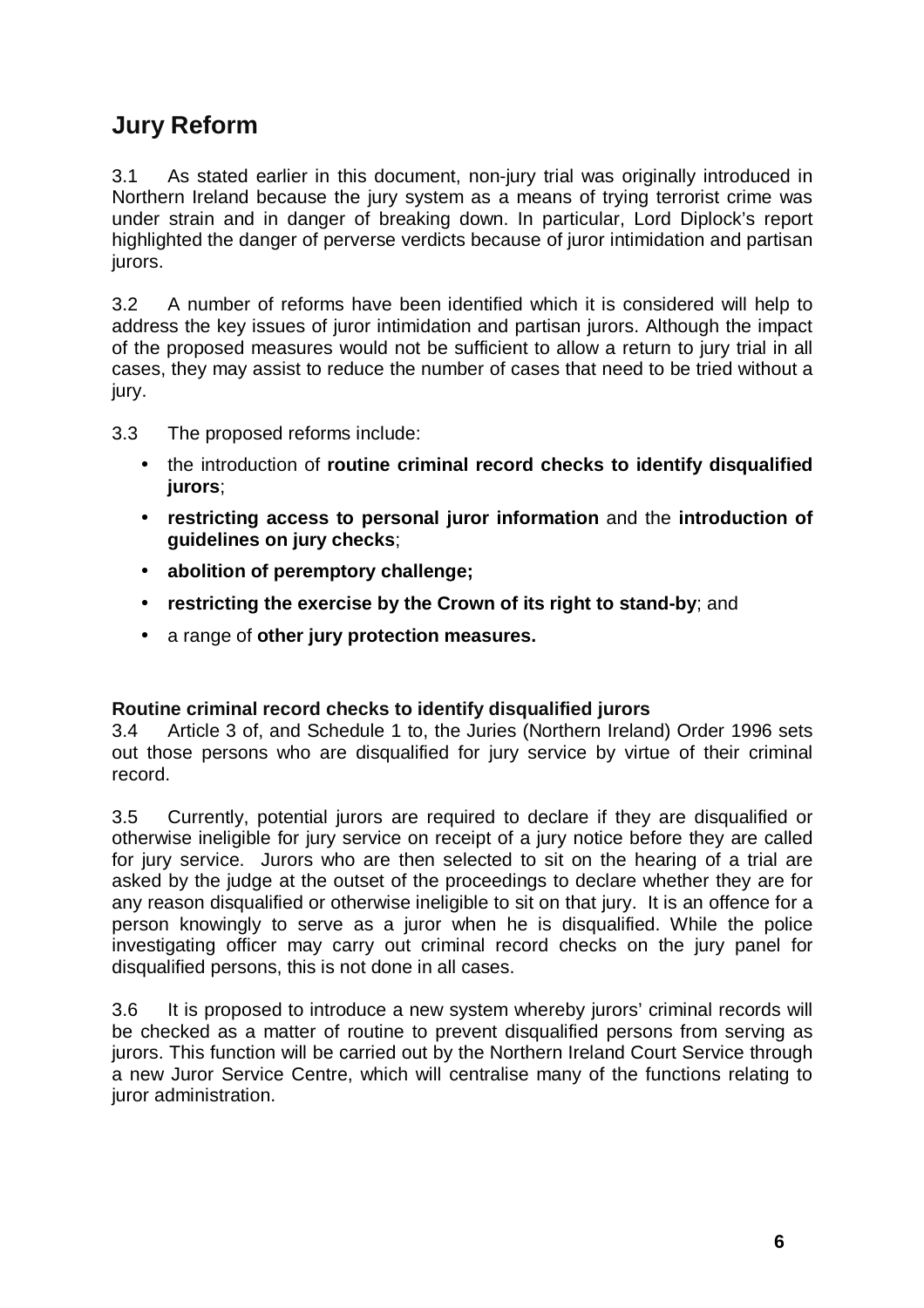## Jury Reform

3.1 As stated earlier in this document, non-jury trial was originally introduced in Northern Ireland because the jury system as a means of trying terrorist crime was under strain and in danger of breaking down. In particular, Lord Diplock's report highlighted the danger of perverse verdicts because of juror intimidation and partisan jurors.

3.2 A number of reforms have been identified which it is considered will help to address the key issues of juror intimidation and partisan jurors. Although the impact of the proposed measures would not be sufficient to allow a return to jury trial in all cases, they may assist to reduce the number of cases that need to be tried without a jury.

3.3 The proposed reforms include:

- the introduction of **routine criminal record checks to identify disqualified jurors**;
- **restricting access to personal juror information** and the **introduction of guidelines on jury checks**;
- **abolition of peremptory challenge;**
- **restricting the exercise by the Crown of its right to stand-by**; and
- a range of **other jury protection measures.**

**Routine criminal record checks to identify disqualified jurors**

3.4 Article 3 of, and Schedule 1 to, the Juries (Northern Ireland) Order 1996 sets out those persons who are disqualified for jury service by virtue of their criminal record.

3.5 Currently, potential jurors are required to declare if they are disqualified or otherwise ineligible for jury service on receipt of a jury notice before they are called for jury service. Jurors who are then selected to sit on the hearing of a trial are asked by the judge at the outset of the proceedings to declare whether they are for any reason disqualified or otherwise ineligible to sit on that jury. It is an offence for a person knowingly to serve as a juror when he is disqualified. While the police investigating officer may carry out criminal record checks on the jury panel for disqualified persons, this is not done in all cases.

3.6 It is proposed to introduce a new system whereby jurors' criminal records will be checked as a matter of routine to prevent disqualified persons from serving as jurors. This function will be carried out by the Northern Ireland Court Service through a new Juror Service Centre, which will centralise many of the functions relating to juror administration.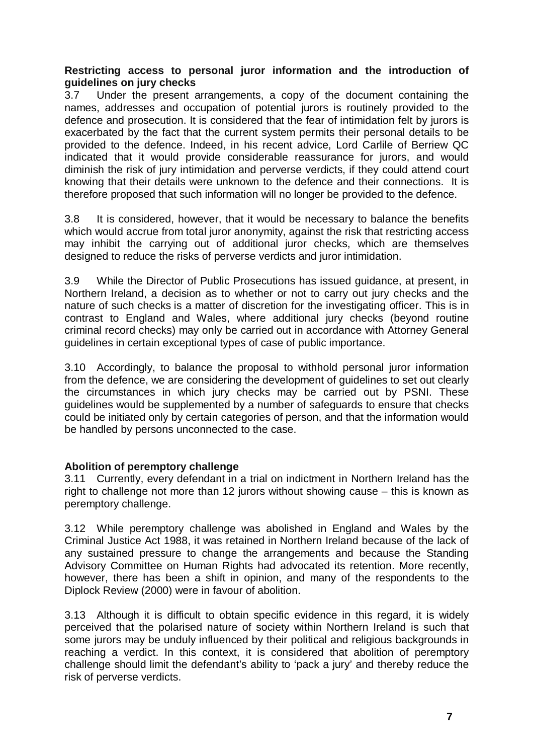**Restricting access to personal juror information and the introduction of guidelines on jury checks**

3.7 Under the present arrangements, a copy of the document containing the names, addresses and occupation of potential jurors is routinely provided to the defence and prosecution. It is considered that the fear of intimidation felt by jurors is exacerbated by the fact that the current system permits their personal details to be provided to the defence. Indeed, in his recent advice, Lord Carlile of Berriew QC indicated that it would provide considerable reassurance for jurors, and would diminish the risk of jury intimidation and perverse verdicts, if they could attend court knowing that their details were unknown to the defence and their connections. It is therefore proposed that such information will no longer be provided to the defence.

3.8 It is considered, however, that it would be necessary to balance the benefits which would accrue from total juror anonymity, against the risk that restricting access may inhibit the carrying out of additional juror checks, which are themselves designed to reduce the risks of perverse verdicts and juror intimidation.

3.9 While the Director of Public Prosecutions has issued guidance, at present, in Northern Ireland, a decision as to whether or not to carry out jury checks and the nature of such checks is a matter of discretion for the investigating officer. This is in contrast to England and Wales, where additional jury checks (beyond routine criminal record checks) may only be carried out in accordance with Attorney General guidelines in certain exceptional types of case of public importance.

3.10 Accordingly, to balance the proposal to withhold personal juror information from the defence, we are considering the development of guidelines to set out clearly the circumstances in which jury checks may be carried out by PSNI. These guidelines would be supplemented by a number of safeguards to ensure that checks could be initiated only by certain categories of person, and that the information would be handled by persons unconnected to the case.

**Abolition of peremptory challenge**

3.11 Currently, every defendant in a trial on indictment in Northern Ireland has the right to challenge not more than 12 jurors without showing cause – this is known as peremptory challenge.

3.12 While peremptory challenge was abolished in England and Wales by the Criminal Justice Act 1988, it was retained in Northern Ireland because of the lack of any sustained pressure to change the arrangements and because the Standing Advisory Committee on Human Rights had advocated its retention. More recently, however, there has been a shift in opinion, and many of the respondents to the Diplock Review (2000) were in favour of abolition.

3.13 Although it is difficult to obtain specific evidence in this regard, it is widely perceived that the polarised nature of society within Northern Ireland is such that some jurors may be unduly influenced by their political and religious backgrounds in reaching a verdict. In this context, it is considered that abolition of peremptory challenge should limit the defendant's ability to 'pack a jury' and thereby reduce the risk of perverse verdicts.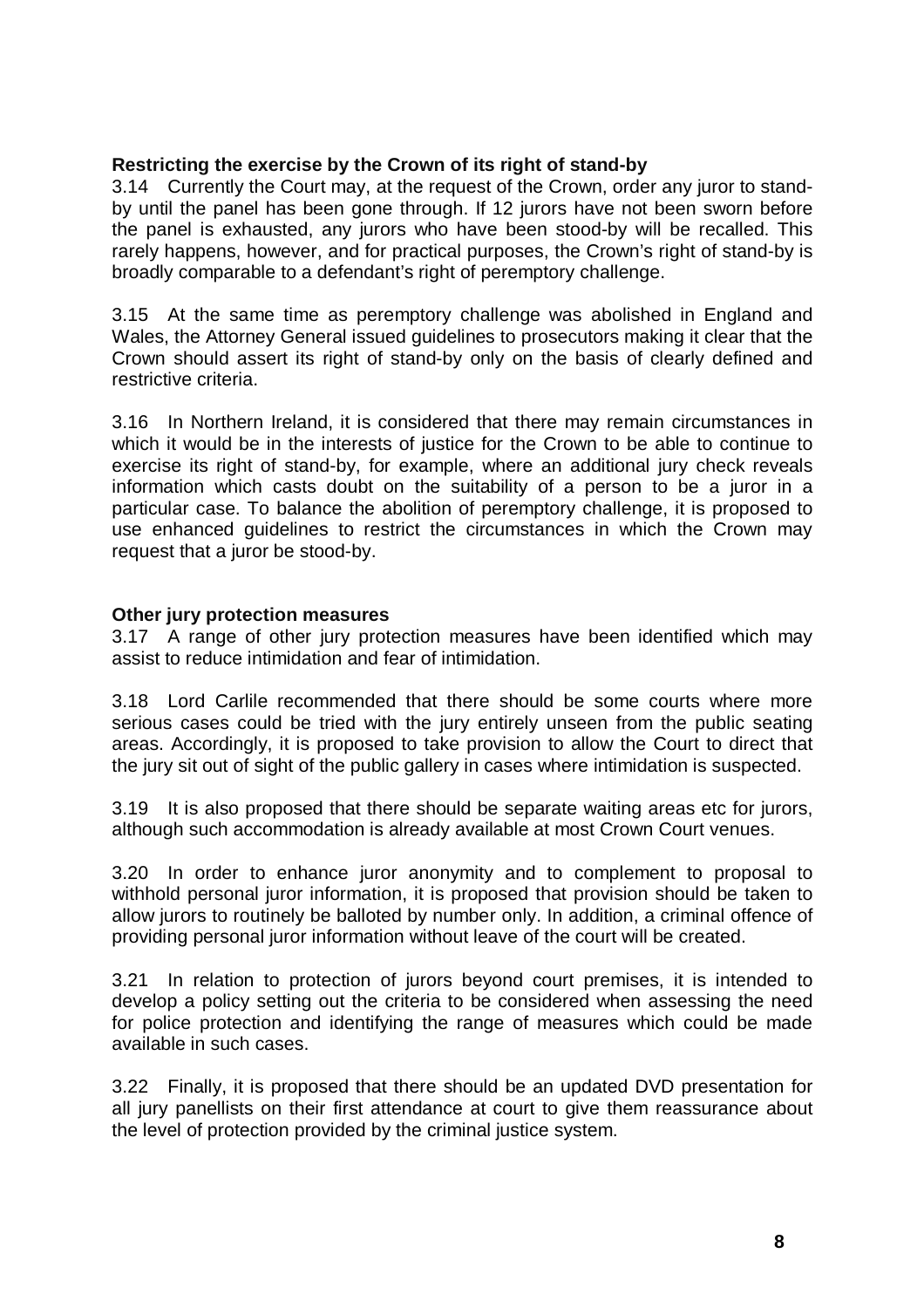**Restricting the exercise by the Crown of its right of stand-by**

3.14 Currently the Court may, at the request of the Crown, order any juror to stand-by until the panel has been gone through. If 12 jurors have not been sworn before the panel is exhausted, any jurors who have been stood-by will be recalled. This rarely happens, however, and for practical purposes, the Crown's right of stand-by is broadly comparable to a defendant's right of peremptory challenge.

3.15 At the same time as peremptory challenge was abolished in England and Wales, the Attorney General issued guidelines to prosecutors making it clear that the Crown should assert its right of stand-by only on the basis of clearly defined and restrictive criteria.

3.16 In Northern Ireland, it is considered that there may remain circumstances in which it would be in the interests of justice for the Crown to be able to continue to exercise its right of stand-by, for example, where an additional jury check reveals information which casts doubt on the suitability of a person to be a juror in a particular case. To balance the abolition of peremptory challenge, it is proposed to use enhanced guidelines to restrict the circumstances in which the Crown may request that a juror be stood-by.

**Other jury protection measures**

3.17 A range of other jury protection measures have been identified which may assist to reduce intimidation and fear of intimidation.

3.18 Lord Carlile recommended that there should be some courts where more serious cases could be tried with the jury entirely unseen from the public seating areas. Accordingly, it is proposed to take provision to allow the Court to direct that the jury sit out of sight of the public gallery in cases where intimidation is suspected.

3.19 It is also proposed that there should be separate waiting areas etc for jurors, although such accommodation is already available at most Crown Court venues.

3.20 In order to enhance juror anonymity and to complement to proposal to withhold personal juror information, it is proposed that provision should be taken to allow jurors to routinely be balloted by number only. In addition, a criminal offence of providing personal juror information without leave of the court will be created.

3.21 In relation to protection of jurors beyond court premises, it is intended to develop a policy setting out the criteria to be considered when assessing the need for police protection and identifying the range of measures which could be made available in such cases.

3.22 Finally, it is proposed that there should be an updated DVD presentation for all jury panellists on their first attendance at court to give them reassurance about the level of protection provided by the criminal justice system.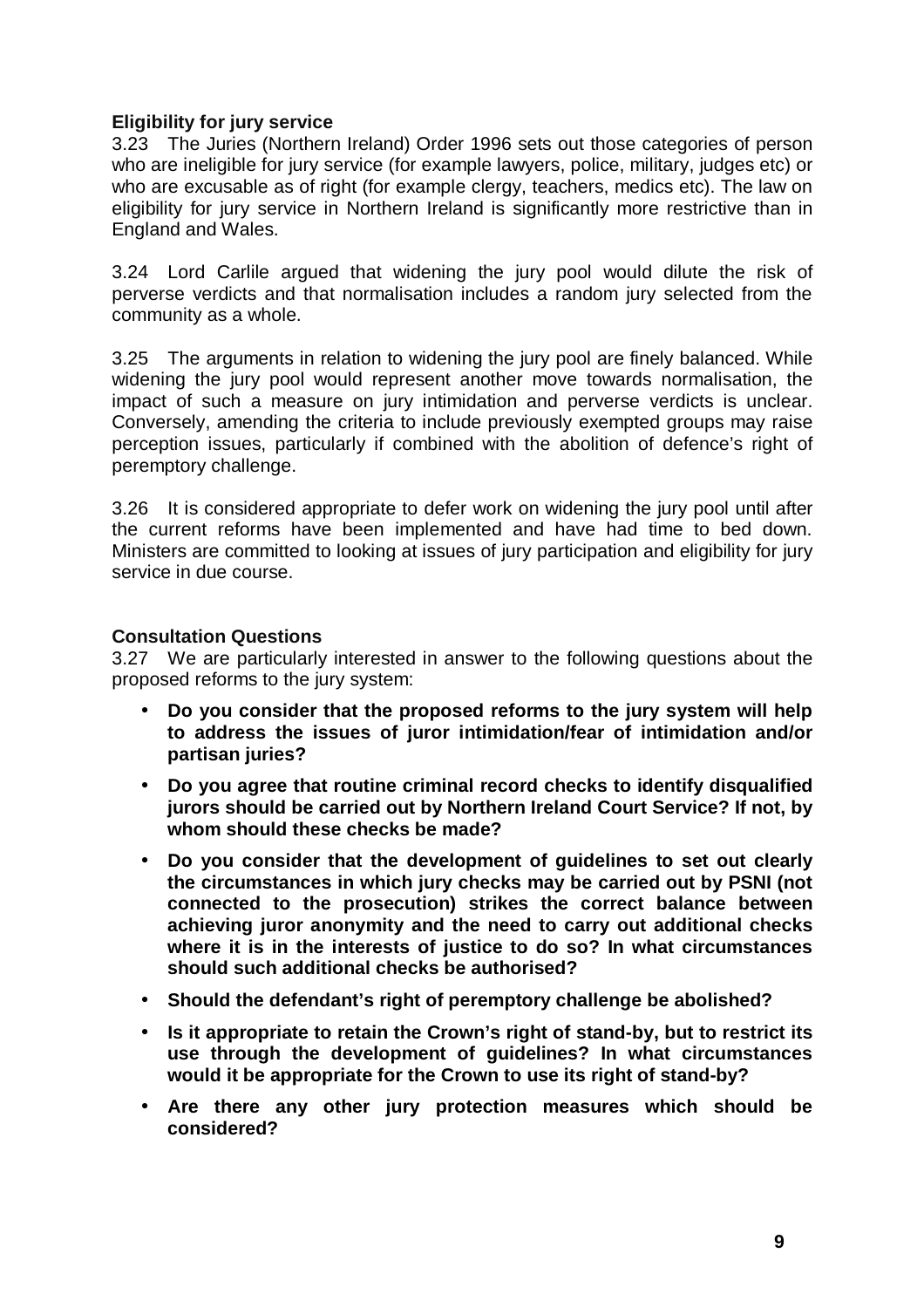**Eligibility for jury service**

3.23 The Juries (Northern Ireland) Order 1996 sets out those categories of person who are ineligible for jury service (for example lawyers, police, military, judges etc) or who are excusable as of right (for example clergy, teachers, medics etc). The law on eligibility for jury service in Northern Ireland is significantly more restrictive than in England and Wales.

3.24 Lord Carlile argued that widening the jury pool would dilute the risk of perverse verdicts and that normalisation includes a random jury selected from the community as a whole.

3.25 The arguments in relation to widening the jury pool are finely balanced. While widening the jury pool would represent another move towards normalisation, the impact of such a measure on jury intimidation and perverse verdicts is unclear. Conversely, amending the criteria to include previously exempted groups may raise perception issues, particularly if combined with the abolition of defence's right of peremptory challenge.

3.26 It is considered appropriate to defer work on widening the jury pool until after the current reforms have been implemented and have had time to bed down. Ministers are committed to looking at issues of jury participation and eligibility for jury service in due course.

**Consultation Questions**

3.27 We are particularly interested in answer to the following questions about the proposed reforms to the jury system:

- **Do you consider that the proposed reforms to the jury system will help to address the issues of juror intimidation/fear of intimidation and/or partisan juries?**
- **Do you agree that routine criminal record checks to identify disqualified jurors should be carried out by Northern Ireland Court Service? If not, by whom should these checks be made?**
- **Do you consider that the development of guidelines to set out clearly the circumstances in which jury checks may be carried out by PSNI (not connected to the prosecution) strikes the correct balance between achieving juror anonymity and the need to carry out additional checks where it is in the interests of justice to do so? In what circumstances should such additional checks be authorised?**
- **Should the defendant's right of peremptory challenge be abolished?**
- **Is it appropriate to retain the Crown's right of stand-by, but to restrict its use through the development of guidelines? In what circumstances would it be appropriate for the Crown to use its right of stand-by?**
- **Are there any other jury protection measures which should be considered?**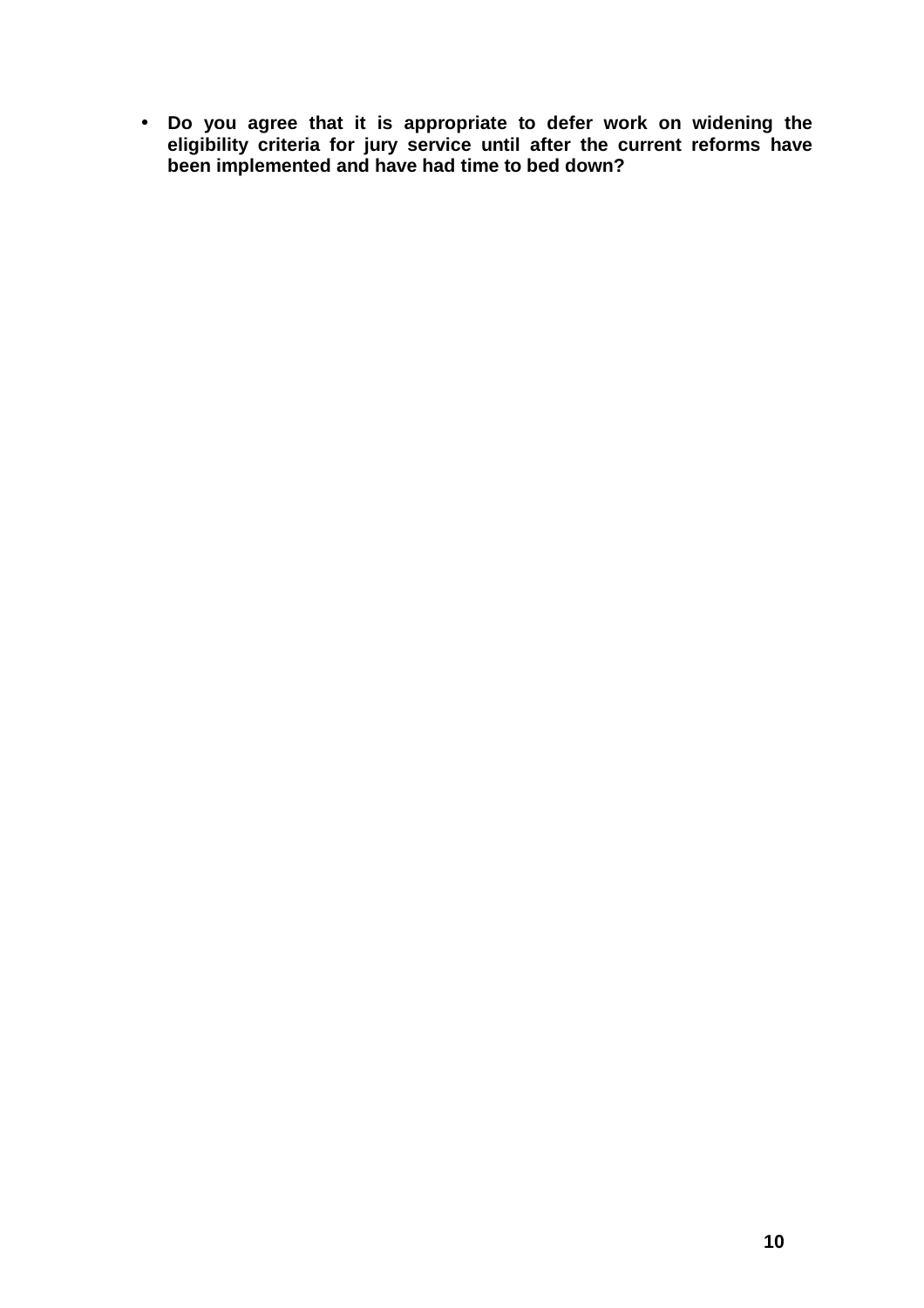- **Do you agree that it is appropriate to defer work on widening the eligibility criteria for jury service until after the current reforms have been implemented and have had time to bed down?**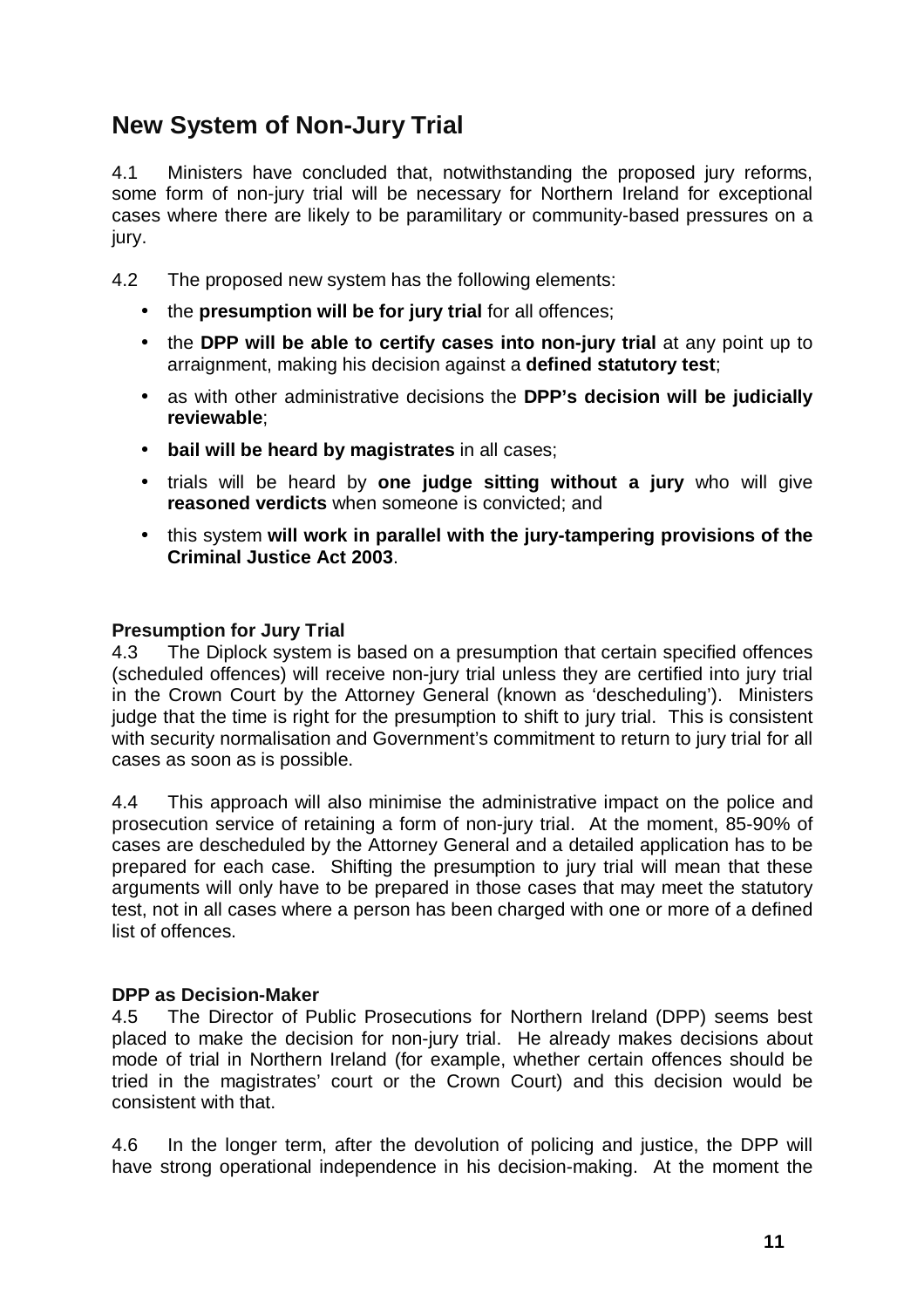## New System of Non-Jury Trial

4.1 Ministers have concluded that, notwithstanding the proposed jury reforms, some form of non-jury trial will be necessary for Northern Ireland for exceptional cases where there are likely to be paramilitary or community-based pressures on a jury.

4.2 The proposed new system has the following elements:

- the **presumption will be for jury trial** for all offences;
- the **DPP will be able to certify cases into non-jury trial** at any point up to arraignment, making his decision against a **defined statutory test**;
- as with other administrative decisions the **DPP's decision will be judicially reviewable**;
- **bail will be heard by magistrates** in all cases;
- trials will be heard by **one judge sitting without a jury** who will give **reasoned verdicts** when someone is convicted; and
- this system **will work in parallel with the jury-tampering provisions of the Criminal Justice Act 2003**.

**Presumption for Jury Trial**

4.3 The Diplock system is based on a presumption that certain specified offences (scheduled offences) will receive non-jury trial unless they are certified into jury trial in the Crown Court by the Attorney General (known as 'descheduling'). Ministers judge that the time is right for the presumption to shift to jury trial. This is consistent with security normalisation and Government's commitment to return to jury trial for all cases as soon as is possible.

4.4 This approach will also minimise the administrative impact on the police and prosecution service of retaining a form of non-jury trial. At the moment, 85-90% of cases are descheduled by the Attorney General and a detailed application has to be prepared for each case. Shifting the presumption to jury trial will mean that these arguments will only have to be prepared in those cases that may meet the statutory test, not in all cases where a person has been charged with one or more of a defined list of offences.

**DPP as Decision-Maker**

4.5 The Director of Public Prosecutions for Northern Ireland (DPP) seems best placed to make the decision for non-jury trial. He already makes decisions about mode of trial in Northern Ireland (for example, whether certain offences should be tried in the magistrates' court or the Crown Court) and this decision would be consistent with that.

4.6 In the longer term, after the devolution of policing and justice, the DPP will have strong operational independence in his decision-making. At the moment the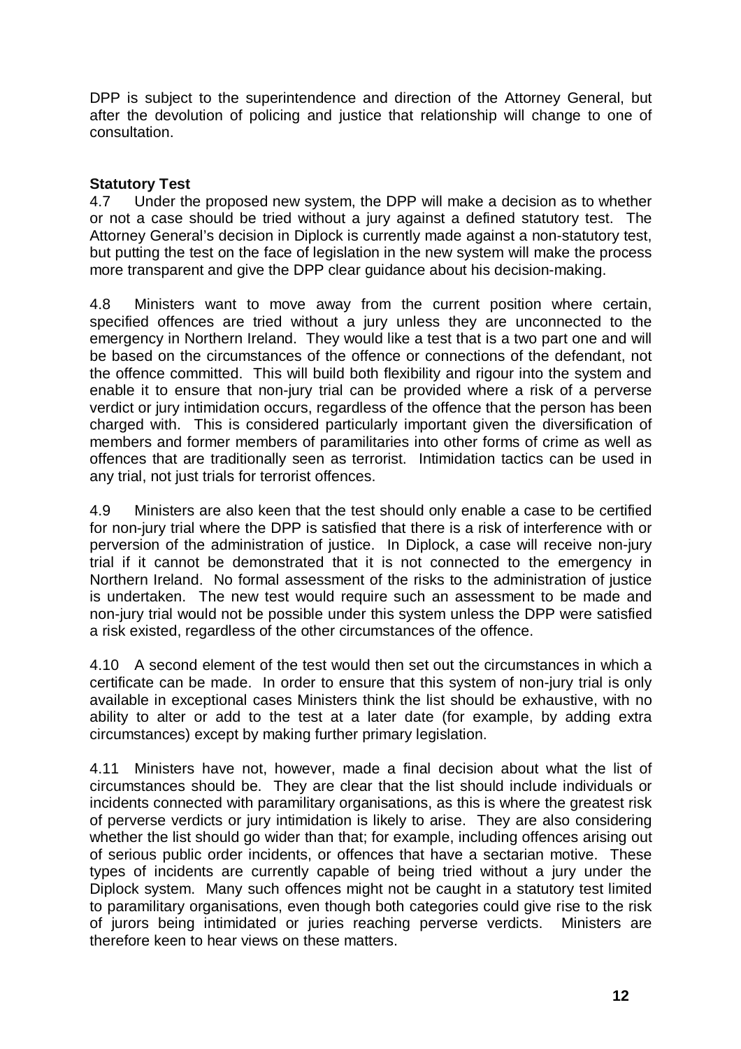DPP is subject to the superintendence and direction of the Attorney General, but after the devolution of policing and justice that relationship will change to one of consultation.

**Statutory Test**

4.7 Under the proposed new system, the DPP will make a decision as to whether or not a case should be tried without a jury against a defined statutory test. The Attorney General's decision in Diplock is currently made against a non-statutory test, but putting the test on the face of legislation in the new system will make the process more transparent and give the DPP clear guidance about his decision-making.

4.8 Ministers want to move away from the current position where certain, specified offences are tried without a jury unless they are unconnected to the emergency in Northern Ireland. They would like a test that is a two part one and will be based on the circumstances of the offence or connections of the defendant, not the offence committed. This will build both flexibility and rigour into the system and enable it to ensure that non-jury trial can be provided where a risk of a perverse verdict or jury intimidation occurs, regardless of the offence that the person has been charged with. This is considered particularly important given the diversification of members and former members of paramilitaries into other forms of crime as well as offences that are traditionally seen as terrorist. Intimidation tactics can be used in any trial, not just trials for terrorist offences.

4.9 Ministers are also keen that the test should only enable a case to be certified for non-jury trial where the DPP is satisfied that there is a risk of interference with or perversion of the administration of justice. In Diplock, a case will receive non-jury trial if it cannot be demonstrated that it is not connected to the emergency in Northern Ireland. No formal assessment of the risks to the administration of justice is undertaken. The new test would require such an assessment to be made and non-jury trial would not be possible under this system unless the DPP were satisfied a risk existed, regardless of the other circumstances of the offence.

4.10 A second element of the test would then set out the circumstances in which a certificate can be made. In order to ensure that this system of non-jury trial is only available in exceptional cases Ministers think the list should be exhaustive, with no ability to alter or add to the test at a later date (for example, by adding extra circumstances) except by making further primary legislation.

4.11 Ministers have not, however, made a final decision about what the list of circumstances should be. They are clear that the list should include individuals or incidents connected with paramilitary organisations, as this is where the greatest risk of perverse verdicts or jury intimidation is likely to arise. They are also considering whether the list should go wider than that; for example, including offences arising out of serious public order incidents, or offences that have a sectarian motive. These types of incidents are currently capable of being tried without a jury under the Diplock system. Many such offences might not be caught in a statutory test limited to paramilitary organisations, even though both categories could give rise to the risk of jurors being intimidated or juries reaching perverse verdicts. Ministers are therefore keen to hear views on these matters.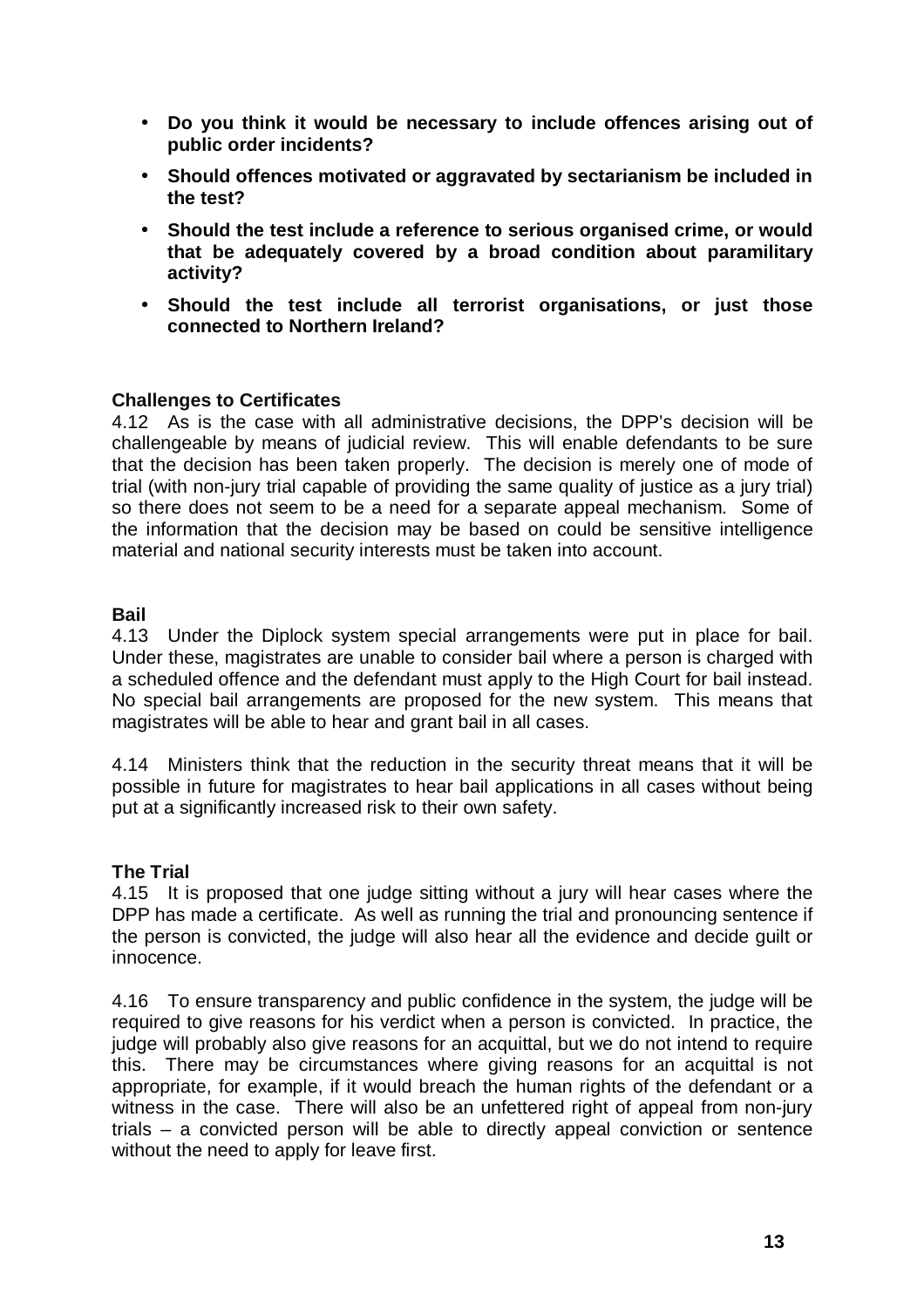- **Do you think it would be necessary to include offences arising out of public order incidents?**
- **Should offences motivated or aggravated by sectarianism be included in the test?**
- **Should the test include a reference to serious organised crime, or would that be adequately covered by a broad condition about paramilitary activity?**
- **Should the test include all terrorist organisations, or just those connected to Northern Ireland?**

**Challenges to Certificates**

4.12 As is the case with all administrative decisions, the DPP's decision will be challengeable by means of judicial review. This will enable defendants to be sure that the decision has been taken properly. The decision is merely one of mode of trial (with non-jury trial capable of providing the same quality of justice as a jury trial) so there does not seem to be a need for a separate appeal mechanism. Some of the information that the decision may be based on could be sensitive intelligence material and national security interests must be taken into account.

**Bail**

4.13 Under the Diplock system special arrangements were put in place for bail. Under these, magistrates are unable to consider bail where a person is charged with a scheduled offence and the defendant must apply to the High Court for bail instead. No special bail arrangements are proposed for the new system. This means that magistrates will be able to hear and grant bail in all cases.

4.14 Ministers think that the reduction in the security threat means that it will be possible in future for magistrates to hear bail applications in all cases without being put at a significantly increased risk to their own safety.

**The Trial**

4.15 It is proposed that one judge sitting without a jury will hear cases where the DPP has made a certificate. As well as running the trial and pronouncing sentence if the person is convicted, the judge will also hear all the evidence and decide guilt or innocence.

4.16 To ensure transparency and public confidence in the system, the judge will be required to give reasons for his verdict when a person is convicted. In practice, the judge will probably also give reasons for an acquittal, but we do not intend to require this. There may be circumstances where giving reasons for an acquittal is not appropriate, for example, if it would breach the human rights of the defendant or a witness in the case. There will also be an unfettered right of appeal from non-jury trials – a convicted person will be able to directly appeal conviction or sentence without the need to apply for leave first.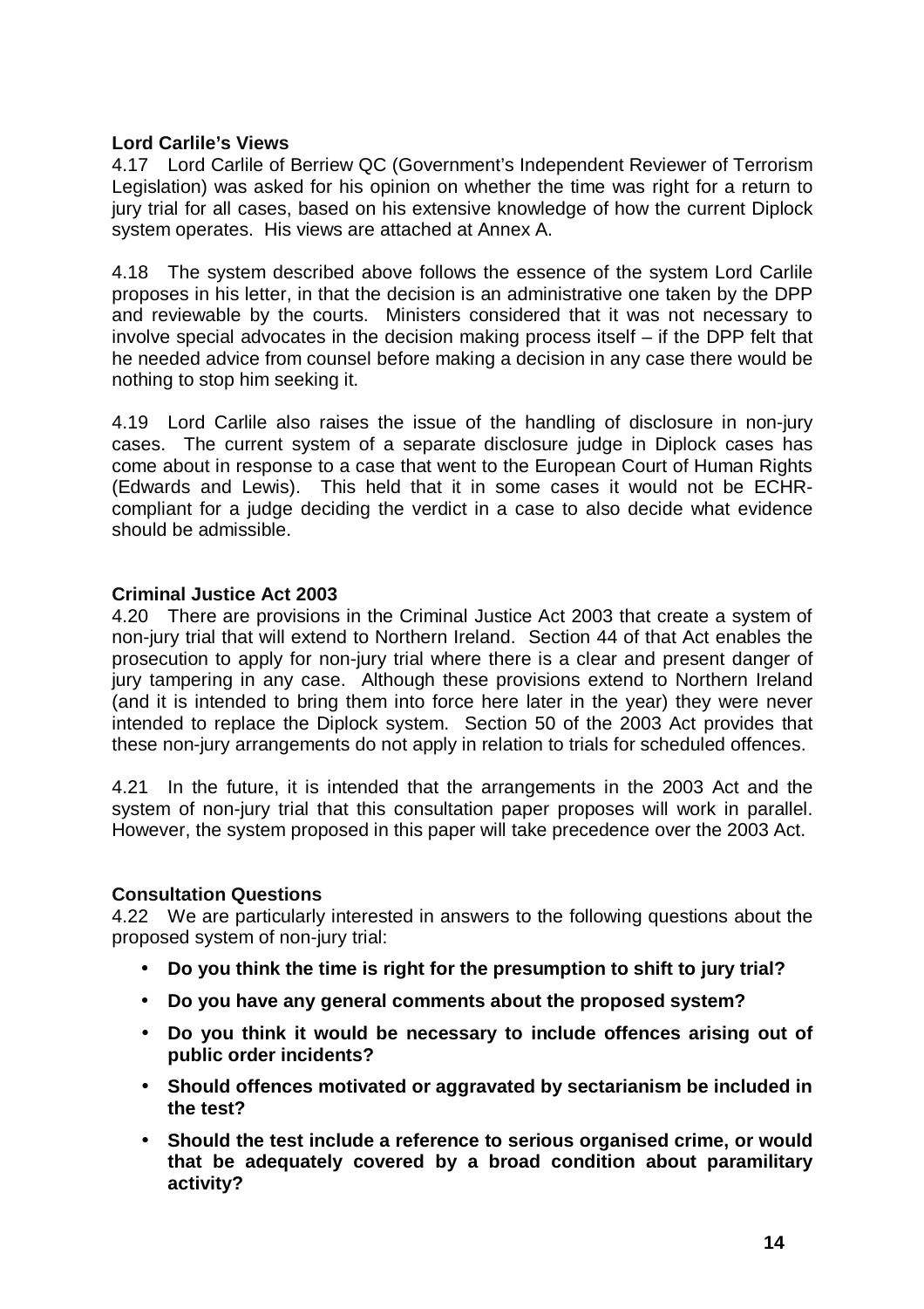**Lord Carlile's Views**

4.17 Lord Carlile of Berriew QC (Government's Independent Reviewer of Terrorism Legislation) was asked for his opinion on whether the time was right for a return to jury trial for all cases, based on his extensive knowledge of how the current Diplock system operates. His views are attached at Annex A.

4.18 The system described above follows the essence of the system Lord Carlile proposes in his letter, in that the decision is an administrative one taken by the DPP and reviewable by the courts. Ministers considered that it was not necessary to involve special advocates in the decision making process itself – if the DPP felt that he needed advice from counsel before making a decision in any case there would be nothing to stop him seeking it.

4.19 Lord Carlile also raises the issue of the handling of disclosure in non-jury cases. The current system of a separate disclosure judge in Diplock cases has come about in response to a case that went to the European Court of Human Rights (Edwards and Lewis). This held that it in some cases it would not be ECHR-compliant for a judge deciding the verdict in a case to also decide what evidence should be admissible.

**Criminal Justice Act 2003**

4.20 There are provisions in the Criminal Justice Act 2003 that create a system of non-jury trial that will extend to Northern Ireland. Section 44 of that Act enables the prosecution to apply for non-jury trial where there is a clear and present danger of jury tampering in any case. Although these provisions extend to Northern Ireland (and it is intended to bring them into force here later in the year) they were never intended to replace the Diplock system. Section 50 of the 2003 Act provides that these non-jury arrangements do not apply in relation to trials for scheduled offences.

4.21 In the future, it is intended that the arrangements in the 2003 Act and the system of non-jury trial that this consultation paper proposes will work in parallel. However, the system proposed in this paper will take precedence over the 2003 Act.

**Consultation Questions**

4.22 We are particularly interested in answers to the following questions about the proposed system of non-jury trial:

- **Do you think the time is right for the presumption to shift to jury trial?**
- **Do you have any general comments about the proposed system?**
- **Do you think it would be necessary to include offences arising out of public order incidents?**
- **Should offences motivated or aggravated by sectarianism be included in the test?**
- **Should the test include a reference to serious organised crime, or would that be adequately covered by a broad condition about paramilitary activity?**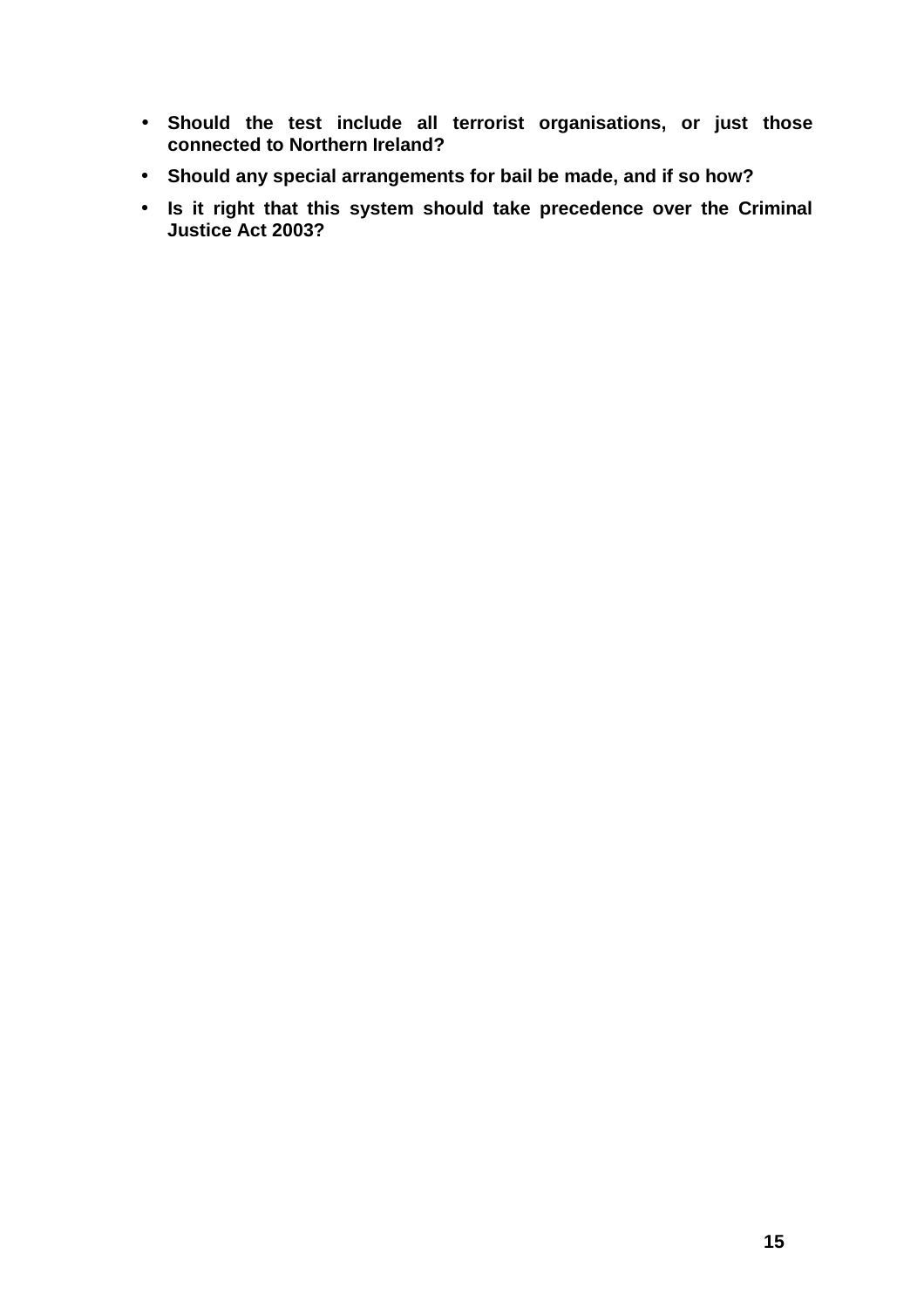- **Should the test include all terrorist organisations, or just those connected to Northern Ireland?**
- **Should any special arrangements for bail be made, and if so how?**
- **Is it right that this system should take precedence over the Criminal Justice Act 2003?**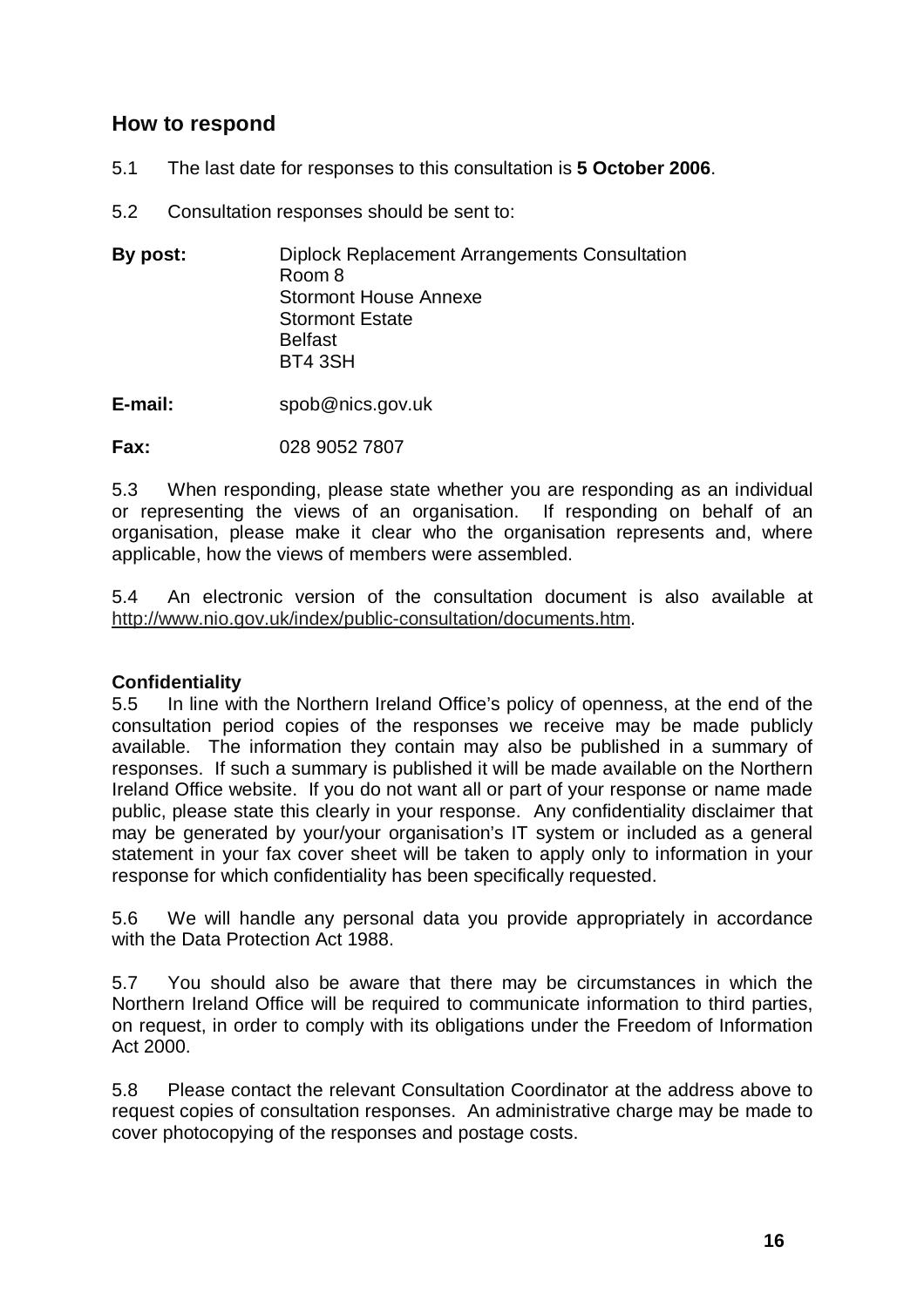## How to respond

5.1 The last date for responses to this consultation is **5 October 2006**.

5.2 Consultation responses should be sent to:

**By post:** Diplock Replacement Arrangements Consultation
Room 8
Stormont House Annexe
Stormont Estate
Belfast
BT4 3SH

**E-mail:** spob@nics.gov.uk

**Fax:** 028 9052 7807

5.3 When responding, please state whether you are responding as an individual or representing the views of an organisation. If responding on behalf of an organisation, please make it clear who the organisation represents and, where applicable, how the views of members were assembled.

5.4 An electronic version of the consultation document is also available at http://www.nio.gov.uk/index/public-consultation/documents.htm.

**Confidentiality**

5.5 In line with the Northern Ireland Office's policy of openness, at the end of the consultation period copies of the responses we receive may be made publicly available. The information they contain may also be published in a summary of responses. If such a summary is published it will be made available on the Northern Ireland Office website. If you do not want all or part of your response or name made public, please state this clearly in your response. Any confidentiality disclaimer that may be generated by your/your organisation's IT system or included as a general statement in your fax cover sheet will be taken to apply only to information in your response for which confidentiality has been specifically requested.

5.6 We will handle any personal data you provide appropriately in accordance with the Data Protection Act 1988.

5.7 You should also be aware that there may be circumstances in which the Northern Ireland Office will be required to communicate information to third parties, on request, in order to comply with its obligations under the Freedom of Information Act 2000.

5.8 Please contact the relevant Consultation Coordinator at the address above to request copies of consultation responses. An administrative charge may be made to cover photocopying of the responses and postage costs.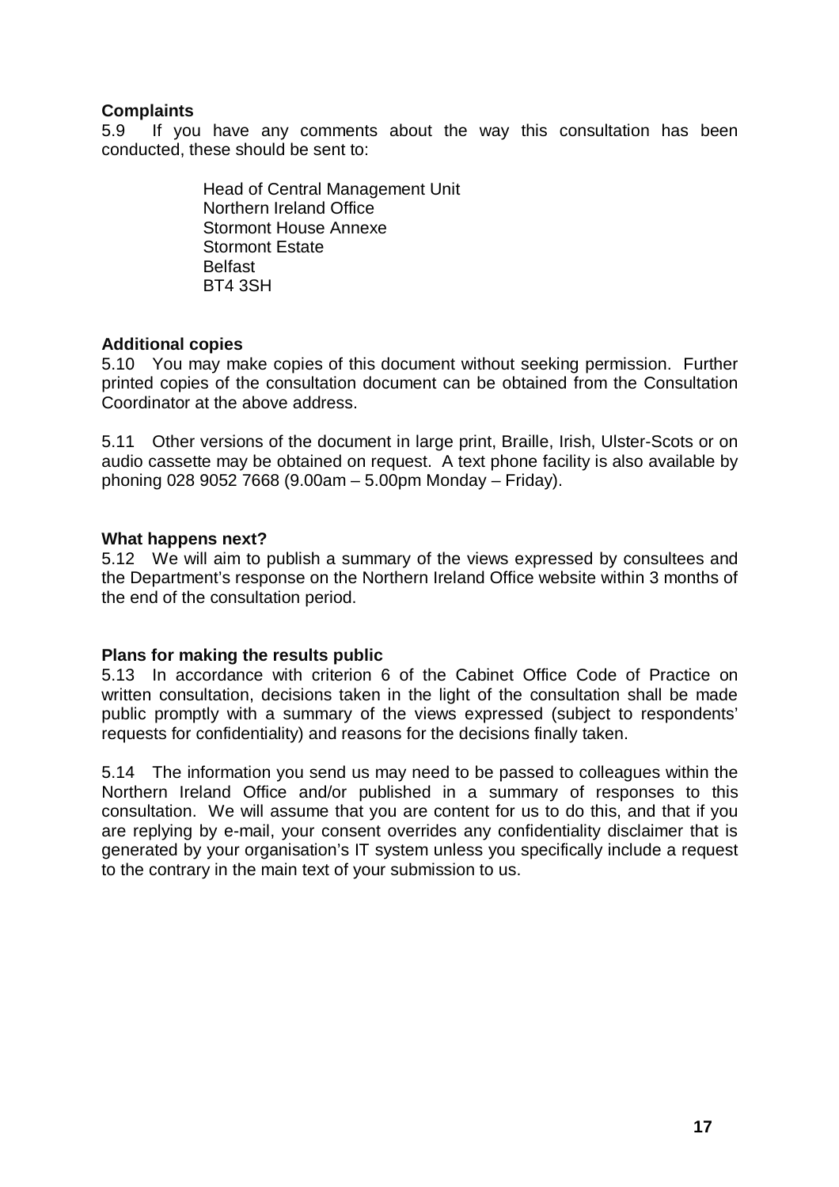**Complaints**

5.9 If you have any comments about the way this consultation has been conducted, these should be sent to:

Head of Central Management Unit
Northern Ireland Office
Stormont House Annexe
Stormont Estate
Belfast
BT4 3SH

**Additional copies**

5.10 You may make copies of this document without seeking permission. Further printed copies of the consultation document can be obtained from the Consultation Coordinator at the above address.

5.11 Other versions of the document in large print, Braille, Irish, Ulster-Scots or on audio cassette may be obtained on request. A text phone facility is also available by phoning 028 9052 7668 (9.00am – 5.00pm Monday – Friday).

**What happens next?**

5.12 We will aim to publish a summary of the views expressed by consultees and the Department's response on the Northern Ireland Office website within 3 months of the end of the consultation period.

**Plans for making the results public**

5.13 In accordance with criterion 6 of the Cabinet Office Code of Practice on written consultation, decisions taken in the light of the consultation shall be made public promptly with a summary of the views expressed (subject to respondents' requests for confidentiality) and reasons for the decisions finally taken.

5.14 The information you send us may need to be passed to colleagues within the Northern Ireland Office and/or published in a summary of responses to this consultation. We will assume that you are content for us to do this, and that if you are replying by e-mail, your consent overrides any confidentiality disclaimer that is generated by your organisation's IT system unless you specifically include a request to the contrary in the main text of your submission to us.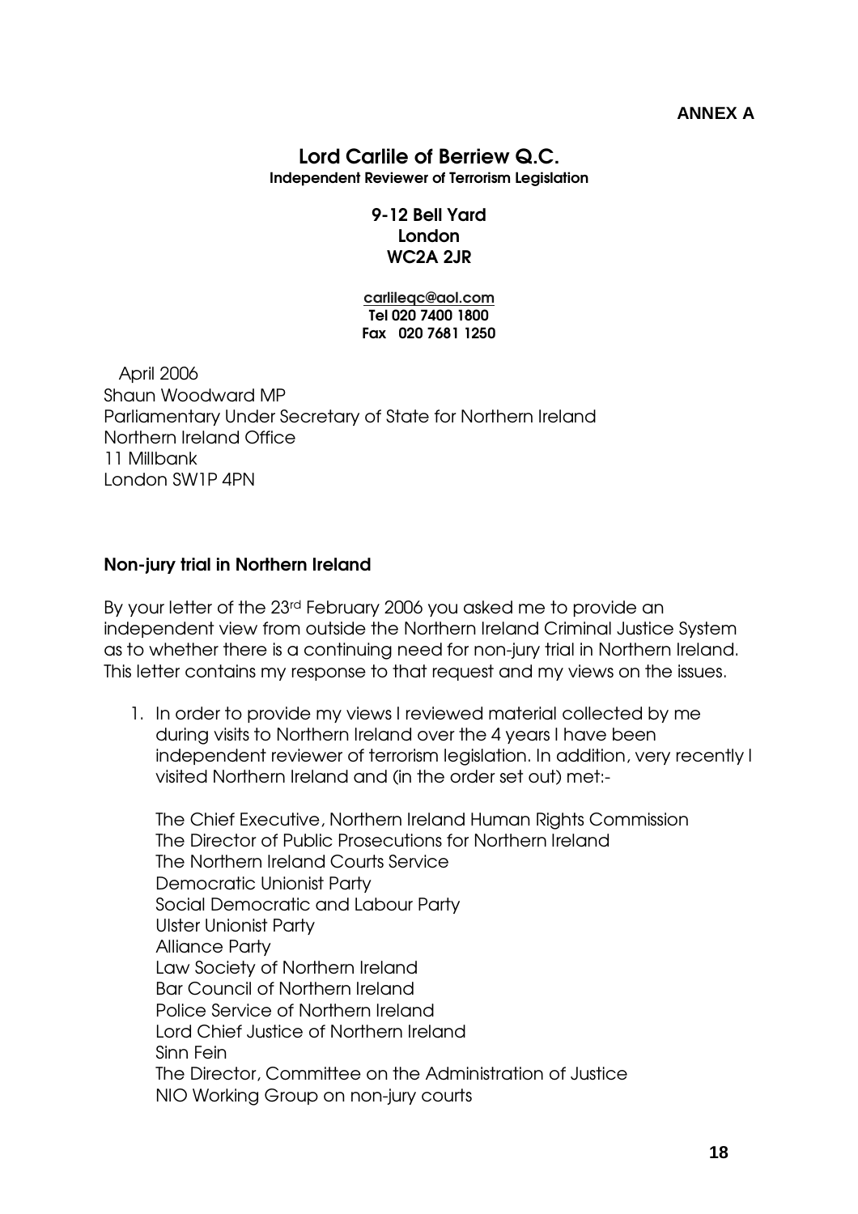**ANNEX A**

**Lord Carlile of Berriew Q.C.**
**Independent Reviewer of Terrorism Legislation**

**9-12 Bell Yard**
**London**
**WC2A 2JR**

**carlileqc@aol.com**
**Tel 020 7400 1800**
**Fax 020 7681 1250**

April 2006
Shaun Woodward MP
Parliamentary Under Secretary of State for Northern Ireland
Northern Ireland Office
11 Millbank
London SW1P 4PN

**Non-jury trial in Northern Ireland**

By your letter of the 23rd February 2006 you asked me to provide an independent view from outside the Northern Ireland Criminal Justice System as to whether there is a continuing need for non-jury trial in Northern Ireland. This letter contains my response to that request and my views on the issues.

1. In order to provide my views I reviewed material collected by me during visits to Northern Ireland over the 4 years I have been independent reviewer of terrorism legislation. In addition, very recently I visited Northern Ireland and (in the order set out) met:-

   The Chief Executive, Northern Ireland Human Rights Commission
   The Director of Public Prosecutions for Northern Ireland
   The Northern Ireland Courts Service
   Democratic Unionist Party
   Social Democratic and Labour Party
   Ulster Unionist Party
   Alliance Party
   Law Society of Northern Ireland
   Bar Council of Northern Ireland
   Police Service of Northern Ireland
   Lord Chief Justice of Northern Ireland
   Sinn Fein
   The Director, Committee on the Administration of Justice
   NIO Working Group on non-jury courts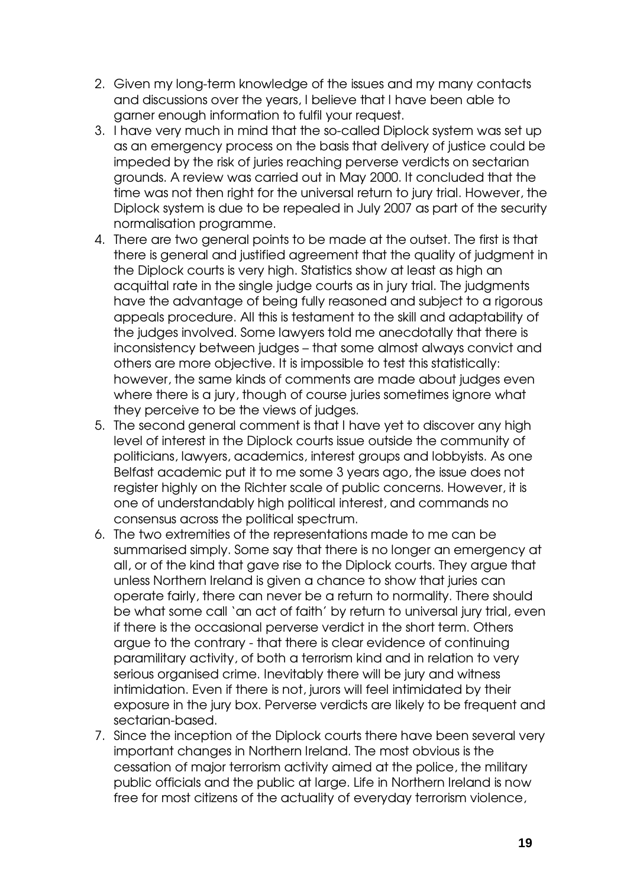2. Given my long-term knowledge of the issues and my many contacts and discussions over the years, I believe that I have been able to garner enough information to fulfil your request.
3. I have very much in mind that the so-called Diplock system was set up as an emergency process on the basis that delivery of justice could be impeded by the risk of juries reaching perverse verdicts on sectarian grounds. A review was carried out in May 2000. It concluded that the time was not then right for the universal return to jury trial. However, the Diplock system is due to be repealed in July 2007 as part of the security normalisation programme.
4. There are two general points to be made at the outset. The first is that there is general and justified agreement that the quality of judgment in the Diplock courts is very high. Statistics show at least as high an acquittal rate in the single judge courts as in jury trial. The judgments have the advantage of being fully reasoned and subject to a rigorous appeals procedure. All this is testament to the skill and adaptability of the judges involved. Some lawyers told me anecdotally that there is inconsistency between judges – that some almost always convict and others are more objective. It is impossible to test this statistically: however, the same kinds of comments are made about judges even where there is a jury, though of course juries sometimes ignore what they perceive to be the views of judges.
5. The second general comment is that I have yet to discover any high level of interest in the Diplock courts issue outside the community of politicians, lawyers, academics, interest groups and lobbyists. As one Belfast academic put it to me some 3 years ago, the issue does not register highly on the Richter scale of public concerns. However, it is one of understandably high political interest, and commands no consensus across the political spectrum.
6. The two extremities of the representations made to me can be summarised simply. Some say that there is no longer an emergency at all, or of the kind that gave rise to the Diplock courts. They argue that unless Northern Ireland is given a chance to show that juries can operate fairly, there can never be a return to normality. There should be what some call 'an act of faith' by return to universal jury trial, even if there is the occasional perverse verdict in the short term. Others argue to the contrary - that there is clear evidence of continuing paramilitary activity, of both a terrorism kind and in relation to very serious organised crime. Inevitably there will be jury and witness intimidation. Even if there is not, jurors will feel intimidated by their exposure in the jury box. Perverse verdicts are likely to be frequent and sectarian-based.
7. Since the inception of the Diplock courts there have been several very important changes in Northern Ireland. The most obvious is the cessation of major terrorism activity aimed at the police, the military public officials and the public at large. Life in Northern Ireland is now free for most citizens of the actuality of everyday terrorism violence,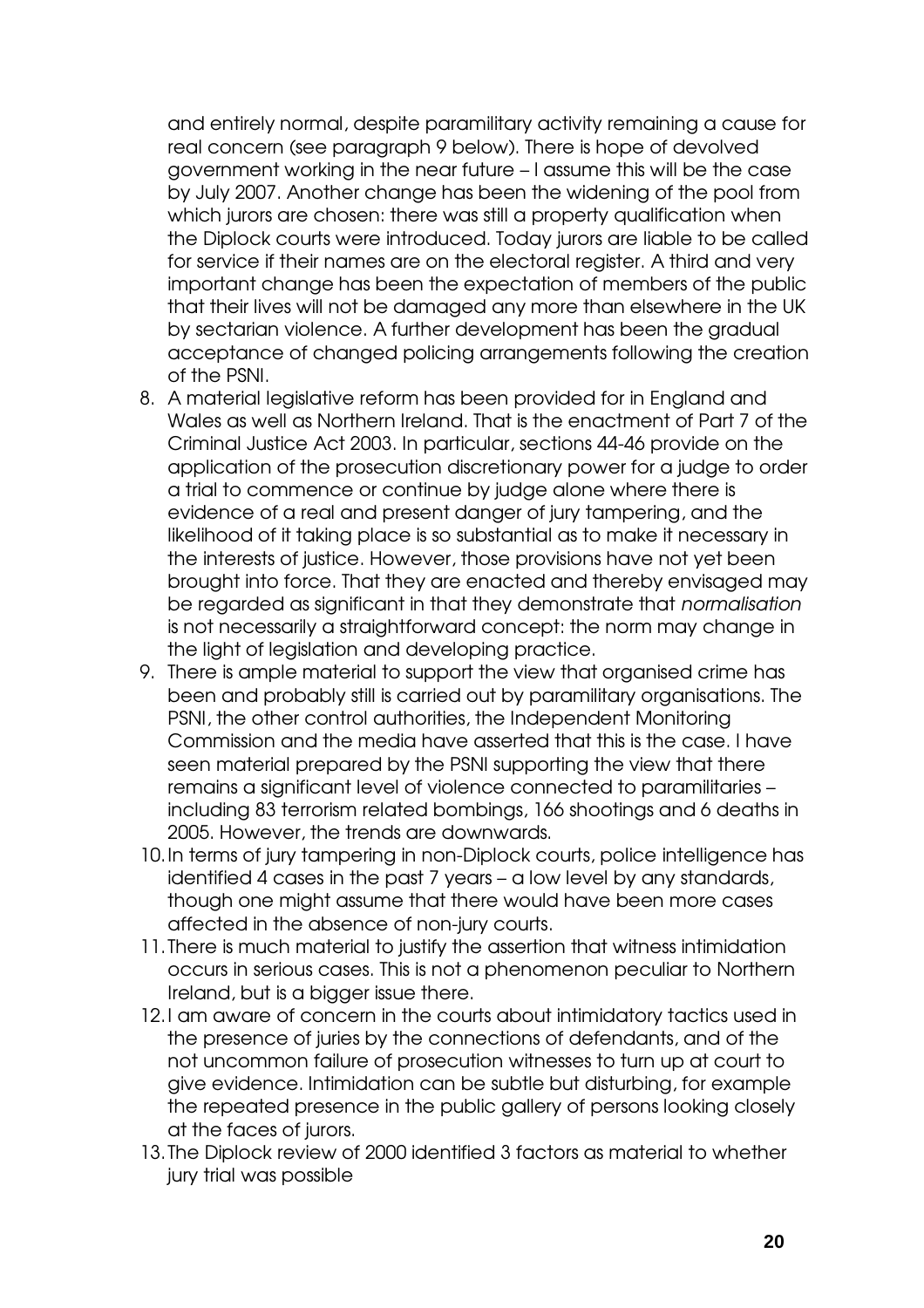and entirely normal, despite paramilitary activity remaining a cause for real concern (see paragraph 9 below). There is hope of devolved government working in the near future – I assume this will be the case by July 2007. Another change has been the widening of the pool from which jurors are chosen: there was still a property qualification when the Diplock courts were introduced. Today jurors are liable to be called for service if their names are on the electoral register. A third and very important change has been the expectation of members of the public that their lives will not be damaged any more than elsewhere in the UK by sectarian violence. A further development has been the gradual acceptance of changed policing arrangements following the creation of the PSNI.

8. A material legislative reform has been provided for in England and Wales as well as Northern Ireland. That is the enactment of Part 7 of the Criminal Justice Act 2003. In particular, sections 44-46 provide on the application of the prosecution discretionary power for a judge to order a trial to commence or continue by judge alone where there is evidence of a real and present danger of jury tampering, and the likelihood of it taking place is so substantial as to make it necessary in the interests of justice. However, those provisions have not yet been brought into force. That they are enacted and thereby envisaged may be regarded as significant in that they demonstrate that *normalisation* is not necessarily a straightforward concept: the norm may change in the light of legislation and developing practice.
9. There is ample material to support the view that organised crime has been and probably still is carried out by paramilitary organisations. The PSNI, the other control authorities, the Independent Monitoring Commission and the media have asserted that this is the case. I have seen material prepared by the PSNI supporting the view that there remains a significant level of violence connected to paramilitaries – including 83 terrorism related bombings, 166 shootings and 6 deaths in 2005. However, the trends are downwards.
10. In terms of jury tampering in non-Diplock courts, police intelligence has identified 4 cases in the past 7 years – a low level by any standards, though one might assume that there would have been more cases affected in the absence of non-jury courts.
11. There is much material to justify the assertion that witness intimidation occurs in serious cases. This is not a phenomenon peculiar to Northern Ireland, but is a bigger issue there.
12. I am aware of concern in the courts about intimidatory tactics used in the presence of juries by the connections of defendants, and of the not uncommon failure of prosecution witnesses to turn up at court to give evidence. Intimidation can be subtle but disturbing, for example the repeated presence in the public gallery of persons looking closely at the faces of jurors.
13. The Diplock review of 2000 identified 3 factors as material to whether jury trial was possible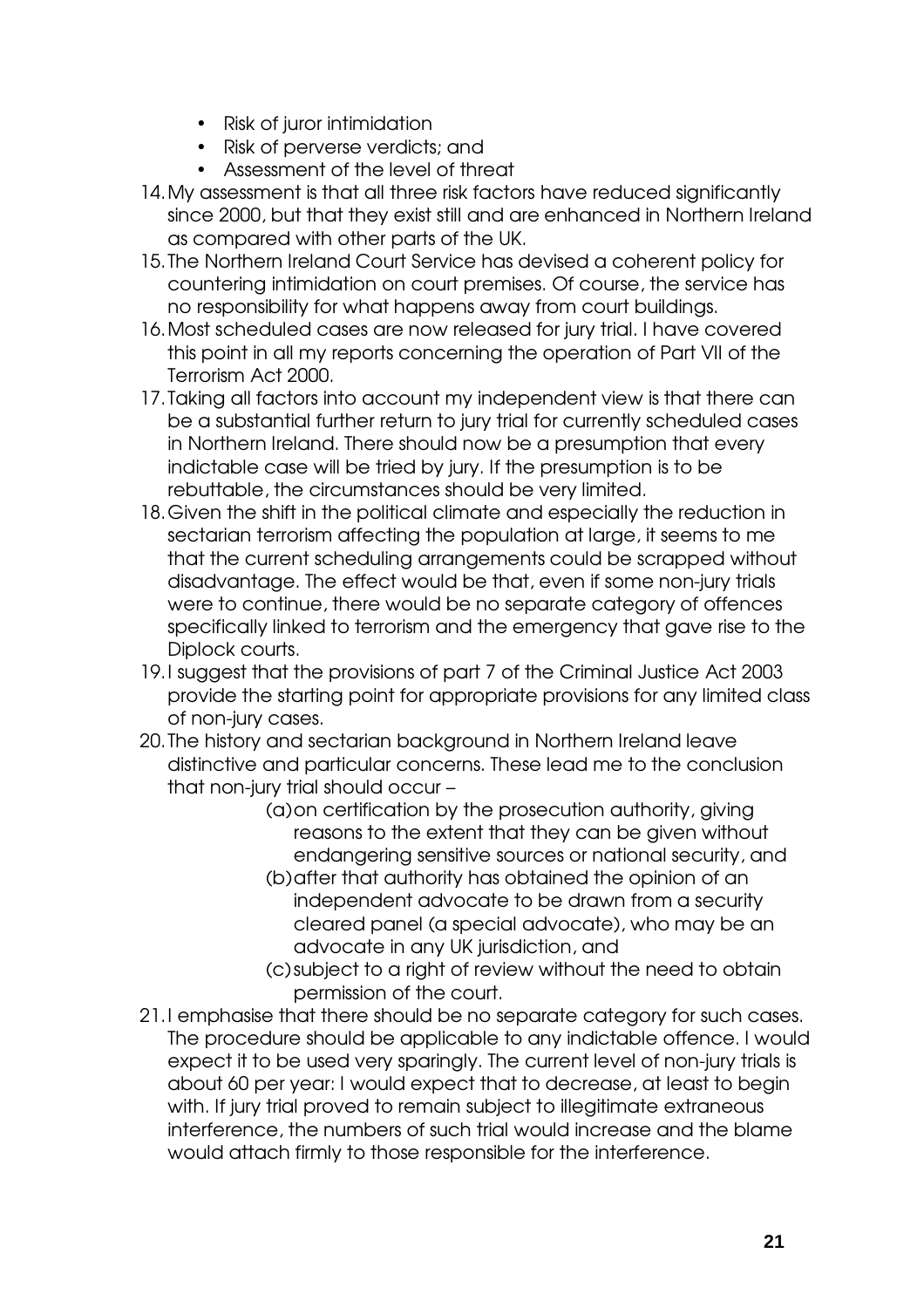- Risk of juror intimidation
- Risk of perverse verdicts; and
- Assessment of the level of threat

14. My assessment is that all three risk factors have reduced significantly since 2000, but that they exist still and are enhanced in Northern Ireland as compared with other parts of the UK.

15. The Northern Ireland Court Service has devised a coherent policy for countering intimidation on court premises. Of course, the service has no responsibility for what happens away from court buildings.

16. Most scheduled cases are now released for jury trial. I have covered this point in all my reports concerning the operation of Part VII of the Terrorism Act 2000.

17. Taking all factors into account my independent view is that there can be a substantial further return to jury trial for currently scheduled cases in Northern Ireland. There should now be a presumption that every indictable case will be tried by jury. If the presumption is to be rebuttable, the circumstances should be very limited.

18. Given the shift in the political climate and especially the reduction in sectarian terrorism affecting the population at large, it seems to me that the current scheduling arrangements could be scrapped without disadvantage. The effect would be that, even if some non-jury trials were to continue, there would be no separate category of offences specifically linked to terrorism and the emergency that gave rise to the Diplock courts.

19. I suggest that the provisions of part 7 of the Criminal Justice Act 2003 provide the starting point for appropriate provisions for any limited class of non-jury cases.

20. The history and sectarian background in Northern Ireland leave distinctive and particular concerns. These lead me to the conclusion that non-jury trial should occur –

    (a) on certification by the prosecution authority, giving reasons to the extent that they can be given without endangering sensitive sources or national security, and

    (b) after that authority has obtained the opinion of an independent advocate to be drawn from a security cleared panel (a special advocate), who may be an advocate in any UK jurisdiction, and

    (c) subject to a right of review without the need to obtain permission of the court.

21. I emphasise that there should be no separate category for such cases. The procedure should be applicable to any indictable offence. I would expect it to be used very sparingly. The current level of non-jury trials is about 60 per year: I would expect that to decrease, at least to begin with. If jury trial proved to remain subject to illegitimate extraneous interference, the numbers of such trial would increase and the blame would attach firmly to those responsible for the interference.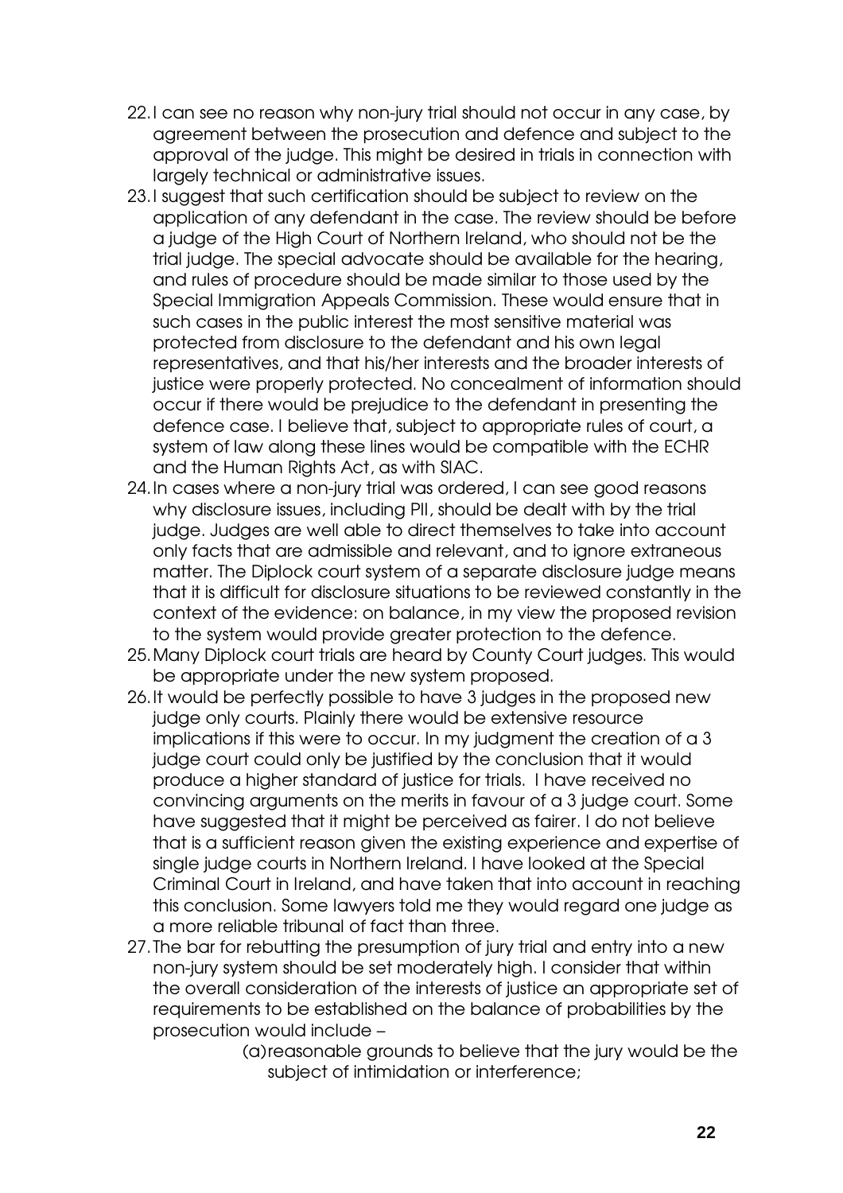22. I can see no reason why non-jury trial should not occur in any case, by agreement between the prosecution and defence and subject to the approval of the judge. This might be desired in trials in connection with largely technical or administrative issues.
23. I suggest that such certification should be subject to review on the application of any defendant in the case. The review should be before a judge of the High Court of Northern Ireland, who should not be the trial judge. The special advocate should be available for the hearing, and rules of procedure should be made similar to those used by the Special Immigration Appeals Commission. These would ensure that in such cases in the public interest the most sensitive material was protected from disclosure to the defendant and his own legal representatives, and that his/her interests and the broader interests of justice were properly protected. No concealment of information should occur if there would be prejudice to the defendant in presenting the defence case. I believe that, subject to appropriate rules of court, a system of law along these lines would be compatible with the ECHR and the Human Rights Act, as with SIAC.
24. In cases where a non-jury trial was ordered, I can see good reasons why disclosure issues, including PII, should be dealt with by the trial judge. Judges are well able to direct themselves to take into account only facts that are admissible and relevant, and to ignore extraneous matter. The Diplock court system of a separate disclosure judge means that it is difficult for disclosure situations to be reviewed constantly in the context of the evidence: on balance, in my view the proposed revision to the system would provide greater protection to the defence.
25. Many Diplock court trials are heard by County Court judges. This would be appropriate under the new system proposed.
26. It would be perfectly possible to have 3 judges in the proposed new judge only courts. Plainly there would be extensive resource implications if this were to occur. In my judgment the creation of a 3 judge court could only be justified by the conclusion that it would produce a higher standard of justice for trials. I have received no convincing arguments on the merits in favour of a 3 judge court. Some have suggested that it might be perceived as fairer. I do not believe that is a sufficient reason given the existing experience and expertise of single judge courts in Northern Ireland. I have looked at the Special Criminal Court in Ireland, and have taken that into account in reaching this conclusion. Some lawyers told me they would regard one judge as a more reliable tribunal of fact than three.
27. The bar for rebutting the presumption of jury trial and entry into a new non-jury system should be set moderately high. I consider that within the overall consideration of the interests of justice an appropriate set of requirements to be established on the balance of probabilities by the prosecution would include –

    (a) reasonable grounds to believe that the jury would be the subject of intimidation or interference;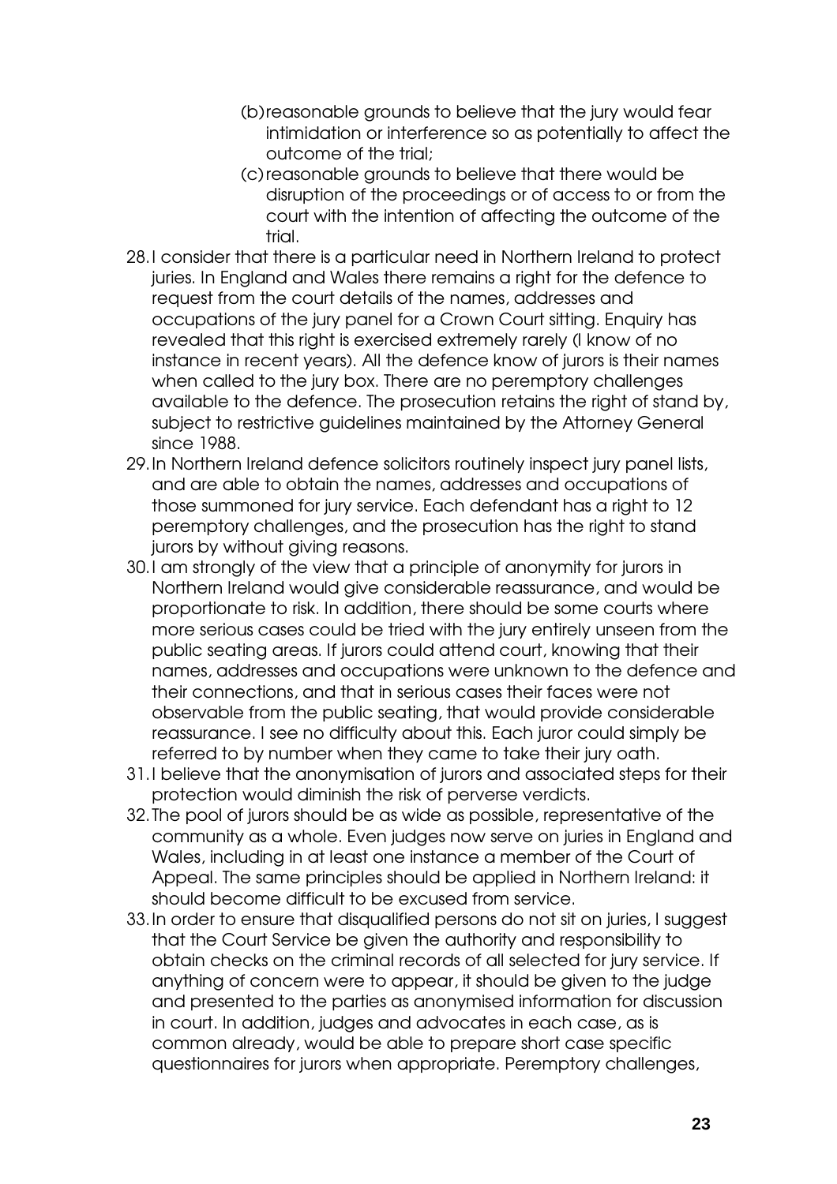(b) reasonable grounds to believe that the jury would fear intimidation or interference so as potentially to affect the outcome of the trial;

   (c) reasonable grounds to believe that there would be disruption of the proceedings or of access to or from the court with the intention of affecting the outcome of the trial.

28. I consider that there is a particular need in Northern Ireland to protect juries. In England and Wales there remains a right for the defence to request from the court details of the names, addresses and occupations of the jury panel for a Crown Court sitting. Enquiry has revealed that this right is exercised extremely rarely (I know of no instance in recent years). All the defence know of jurors is their names when called to the jury box. There are no peremptory challenges available to the defence. The prosecution retains the right of stand by, subject to restrictive guidelines maintained by the Attorney General since 1988.

29. In Northern Ireland defence solicitors routinely inspect jury panel lists, and are able to obtain the names, addresses and occupations of those summoned for jury service. Each defendant has a right to 12 peremptory challenges, and the prosecution has the right to stand jurors by without giving reasons.

30. I am strongly of the view that a principle of anonymity for jurors in Northern Ireland would give considerable reassurance, and would be proportionate to risk. In addition, there should be some courts where more serious cases could be tried with the jury entirely unseen from the public seating areas. If jurors could attend court, knowing that their names, addresses and occupations were unknown to the defence and their connections, and that in serious cases their faces were not observable from the public seating, that would provide considerable reassurance. I see no difficulty about this. Each juror could simply be referred to by number when they came to take their jury oath.

31. I believe that the anonymisation of jurors and associated steps for their protection would diminish the risk of perverse verdicts.

32. The pool of jurors should be as wide as possible, representative of the community as a whole. Even judges now serve on juries in England and Wales, including in at least one instance a member of the Court of Appeal. The same principles should be applied in Northern Ireland: it should become difficult to be excused from service.

33. In order to ensure that disqualified persons do not sit on juries, I suggest that the Court Service be given the authority and responsibility to obtain checks on the criminal records of all selected for jury service. If anything of concern were to appear, it should be given to the judge and presented to the parties as anonymised information for discussion in court. In addition, judges and advocates in each case, as is common already, would be able to prepare short case specific questionnaires for jurors when appropriate. Peremptory challenges,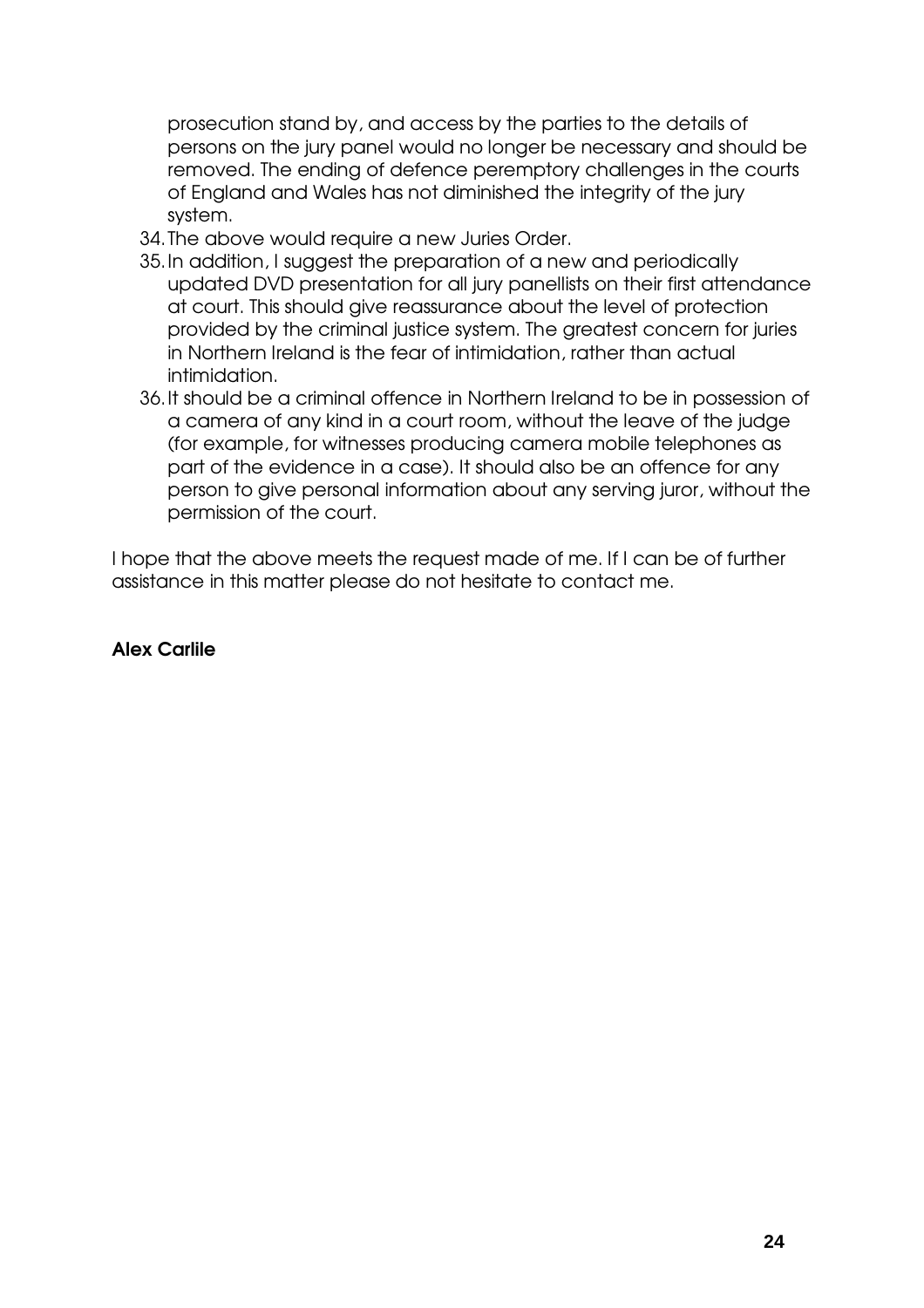prosecution stand by, and access by the parties to the details of persons on the jury panel would no longer be necessary and should be removed. The ending of defence peremptory challenges in the courts of England and Wales has not diminished the integrity of the jury system.

34. The above would require a new Juries Order.
35. In addition, I suggest the preparation of a new and periodically updated DVD presentation for all jury panellists on their first attendance at court. This should give reassurance about the level of protection provided by the criminal justice system. The greatest concern for juries in Northern Ireland is the fear of intimidation, rather than actual intimidation.
36. It should be a criminal offence in Northern Ireland to be in possession of a camera of any kind in a court room, without the leave of the judge (for example, for witnesses producing camera mobile telephones as part of the evidence in a case). It should also be an offence for any person to give personal information about any serving juror, without the permission of the court.

I hope that the above meets the request made of me. If I can be of further assistance in this matter please do not hesitate to contact me.

**Alex Carlile**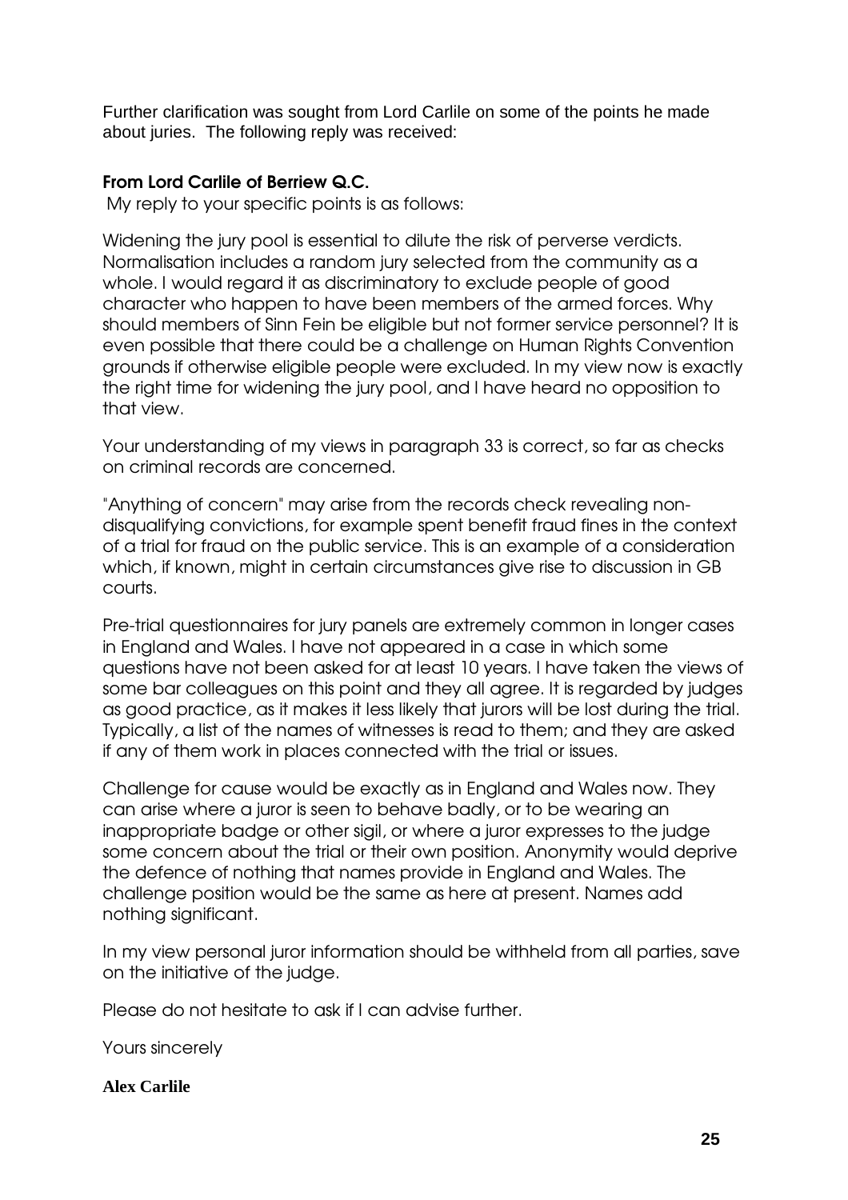Further clarification was sought from Lord Carlile on some of the points he made about juries. The following reply was received:

**From Lord Carlile of Berriew Q.C.**

My reply to your specific points is as follows:

Widening the jury pool is essential to dilute the risk of perverse verdicts. Normalisation includes a random jury selected from the community as a whole. I would regard it as discriminatory to exclude people of good character who happen to have been members of the armed forces. Why should members of Sinn Fein be eligible but not former service personnel? It is even possible that there could be a challenge on Human Rights Convention grounds if otherwise eligible people were excluded. In my view now is exactly the right time for widening the jury pool, and I have heard no opposition to that view.

Your understanding of my views in paragraph 33 is correct, so far as checks on criminal records are concerned.

"Anything of concern" may arise from the records check revealing non-disqualifying convictions, for example spent benefit fraud fines in the context of a trial for fraud on the public service. This is an example of a consideration which, if known, might in certain circumstances give rise to discussion in GB courts.

Pre-trial questionnaires for jury panels are extremely common in longer cases in England and Wales. I have not appeared in a case in which some questions have not been asked for at least 10 years. I have taken the views of some bar colleagues on this point and they all agree. It is regarded by judges as good practice, as it makes it less likely that jurors will be lost during the trial. Typically, a list of the names of witnesses is read to them; and they are asked if any of them work in places connected with the trial or issues.

Challenge for cause would be exactly as in England and Wales now. They can arise where a juror is seen to behave badly, or to be wearing an inappropriate badge or other sigil, or where a juror expresses to the judge some concern about the trial or their own position. Anonymity would deprive the defence of nothing that names provide in England and Wales. The challenge position would be the same as here at present. Names add nothing significant.

In my view personal juror information should be withheld from all parties, save on the initiative of the judge.

Please do not hesitate to ask if I can advise further.

Yours sincerely

**Alex Carlile**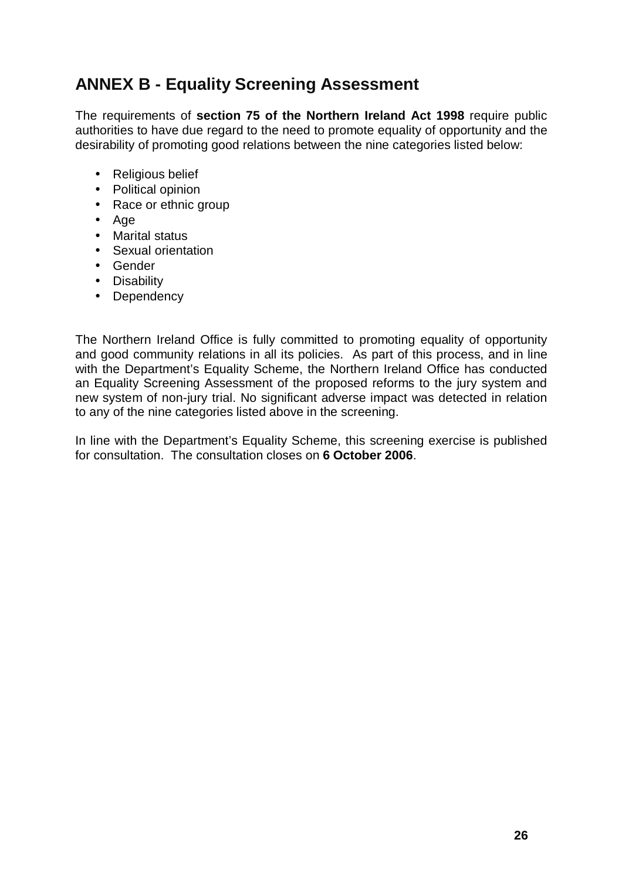## ANNEX B - Equality Screening Assessment

The requirements of **section 75 of the Northern Ireland Act 1998** require public authorities to have due regard to the need to promote equality of opportunity and the desirability of promoting good relations between the nine categories listed below:

- Religious belief
- Political opinion
- Race or ethnic group
- Age
- Marital status
- Sexual orientation
- Gender
- Disability
- Dependency

The Northern Ireland Office is fully committed to promoting equality of opportunity and good community relations in all its policies. As part of this process, and in line with the Department's Equality Scheme, the Northern Ireland Office has conducted an Equality Screening Assessment of the proposed reforms to the jury system and new system of non-jury trial. No significant adverse impact was detected in relation to any of the nine categories listed above in the screening.

In line with the Department's Equality Scheme, this screening exercise is published for consultation. The consultation closes on **6 October 2006**.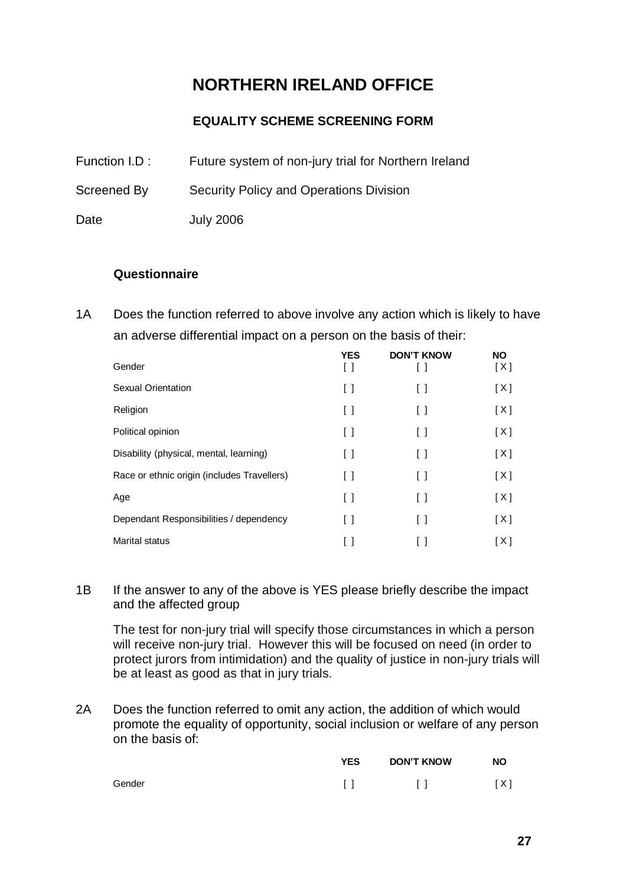# NORTHERN IRELAND OFFICE

## EQUALITY SCHEME SCREENING FORM

Function I.D : Future system of non-jury trial for Northern Ireland

Screened By Security Policy and Operations Division

Date July 2006

**Questionnaire**

1A Does the function referred to above involve any action which is likely to have an adverse differential impact on a person on the basis of their:

| | YES | DON'T KNOW | NO |
|---|---|---|---|
| Gender | [ ] | [ ] | [ X ] |
| Sexual Orientation | [ ] | [ ] | [ X ] |
| Religion | [ ] | [ ] | [ X ] |
| Political opinion | [ ] | [ ] | [ X ] |
| Disability (physical, mental, learning) | [ ] | [ ] | [ X ] |
| Race or ethnic origin (includes Travellers) | [ ] | [ ] | [ X ] |
| Age | [ ] | [ ] | [ X ] |
| Dependant Responsibilities / dependency | [ ] | [ ] | [ X ] |
| Marital status | [ ] | [ ] | [ X ] |

1B If the answer to any of the above is YES please briefly describe the impact and the affected group

The test for non-jury trial will specify those circumstances in which a person will receive non-jury trial. However this will be focused on need (in order to protect jurors from intimidation) and the quality of justice in non-jury trials will be at least as good as that in jury trials.

2A Does the function referred to omit any action, the addition of which would promote the equality of opportunity, social inclusion or welfare of any person on the basis of:

| | YES | DON'T KNOW | NO |
|---|---|---|---|
| Gender | [ ] | [ ] | [ X ] |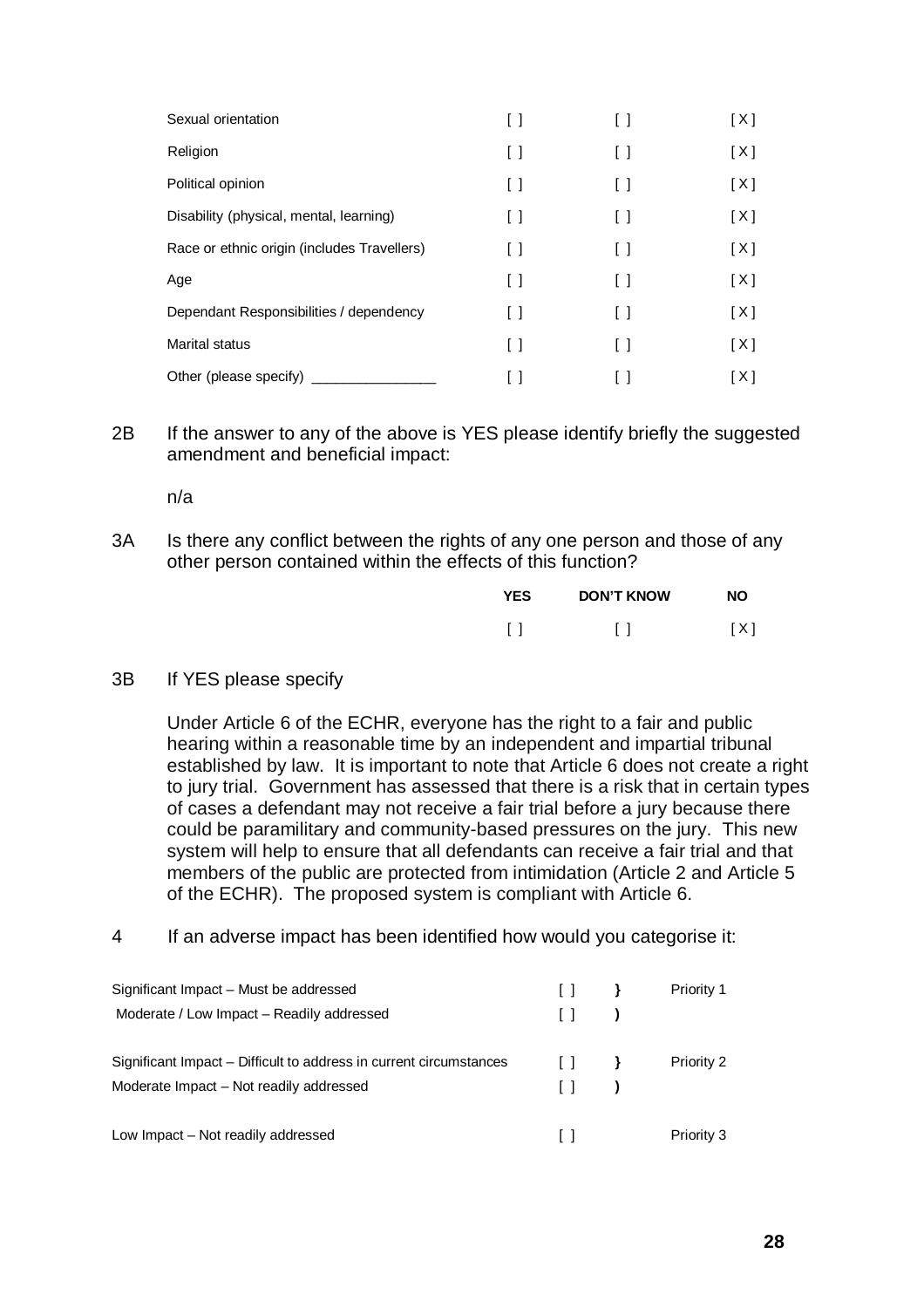| | | | |
|---|---|---|---|
| Sexual orientation | [ ] | [ ] | [ X ] |
| Religion | [ ] | [ ] | [ X ] |
| Political opinion | [ ] | [ ] | [ X ] |
| Disability (physical, mental, learning) | [ ] | [ ] | [ X ] |
| Race or ethnic origin (includes Travellers) | [ ] | [ ] | [ X ] |
| Age | [ ] | [ ] | [ X ] |
| Dependant Responsibilities / dependency | [ ] | [ ] | [ X ] |
| Marital status | [ ] | [ ] | [ X ] |
| Other (please specify) ________________ | [ ] | [ ] | [ X ] |

2B If the answer to any of the above is YES please identify briefly the suggested amendment and beneficial impact:

n/a

3A Is there any conflict between the rights of any one person and those of any other person contained within the effects of this function?

| YES | DON'T KNOW | NO |
|---|---|---|
| [ ] | [ ] | [ X ] |

3B If YES please specify

Under Article 6 of the ECHR, everyone has the right to a fair and public hearing within a reasonable time by an independent and impartial tribunal established by law. It is important to note that Article 6 does not create a right to jury trial. Government has assessed that there is a risk that in certain types of cases a defendant may not receive a fair trial before a jury because there could be paramilitary and community-based pressures on the jury. This new system will help to ensure that all defendants can receive a fair trial and that members of the public are protected from intimidation (Article 2 and Article 5 of the ECHR). The proposed system is compliant with Article 6.

4 If an adverse impact has been identified how would you categorise it:

| | | |
|---|---|---|
| Significant Impact – Must be addressed | [ ] | Priority 1 |
| Moderate / Low Impact – Readily addressed | [ ] | |
| Significant Impact – Difficult to address in current circumstances | [ ] | Priority 2 |
| Moderate Impact – Not readily addressed | [ ] | |
| Low Impact – Not readily addressed | [ ] | Priority 3 |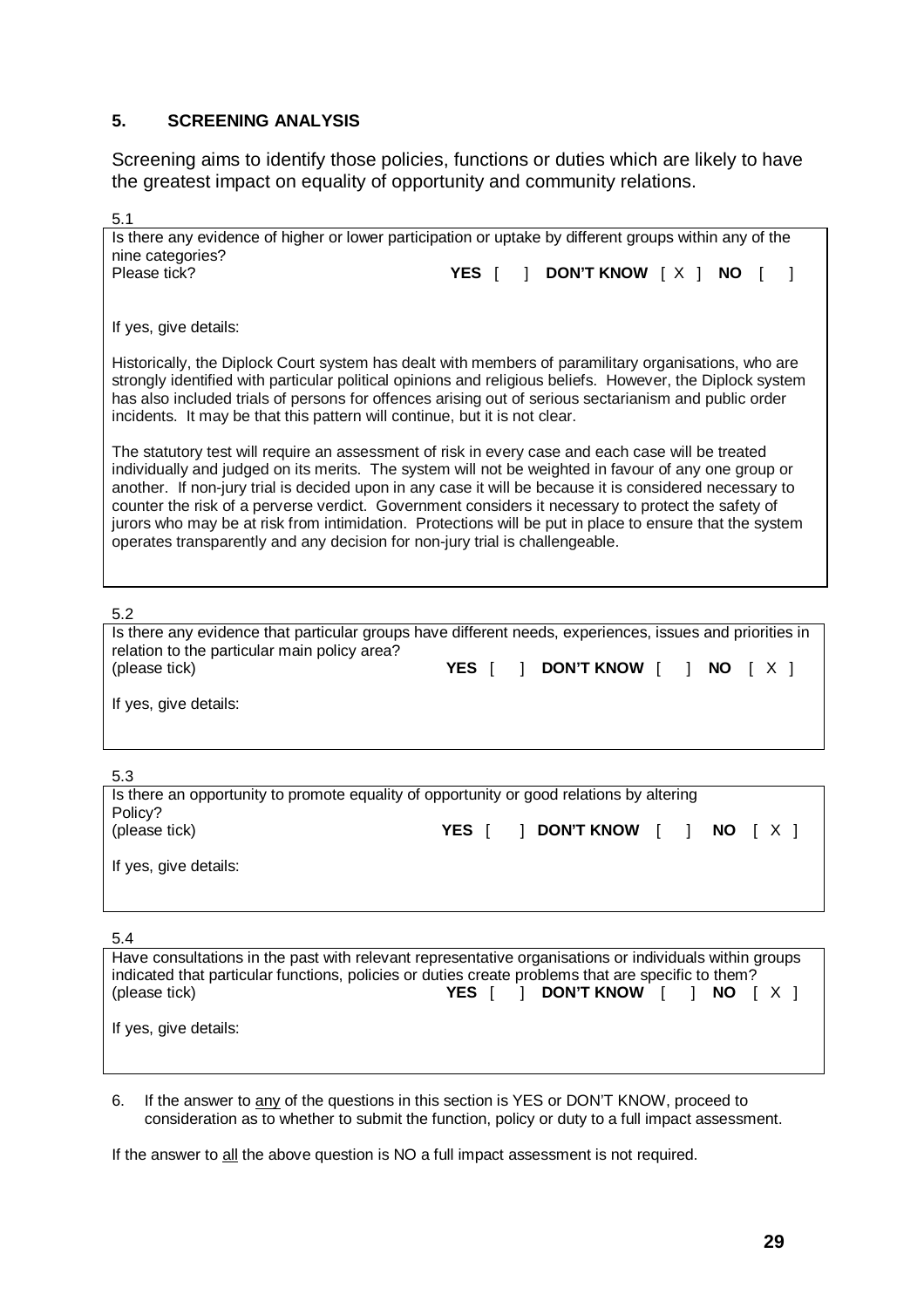## 5. SCREENING ANALYSIS

Screening aims to identify those policies, functions or duties which are likely to have the greatest impact on equality of opportunity and community relations.

5.1

Is there any evidence of higher or lower participation or uptake by different groups within any of the nine categories?
Please tick? **YES** [ ] **DON'T KNOW** [ X ] **NO** [ ]

If yes, give details:

Historically, the Diplock Court system has dealt with members of paramilitary organisations, who are strongly identified with particular political opinions and religious beliefs. However, the Diplock system has also included trials of persons for offences arising out of serious sectarianism and public order incidents. It may be that this pattern will continue, but it is not clear.

The statutory test will require an assessment of risk in every case and each case will be treated individually and judged on its merits. The system will not be weighted in favour of any one group or another. If non-jury trial is decided upon in any case it will be because it is considered necessary to counter the risk of a perverse verdict. Government considers it necessary to protect the safety of jurors who may be at risk from intimidation. Protections will be put in place to ensure that the system operates transparently and any decision for non-jury trial is challengeable.

5.2

Is there any evidence that particular groups have different needs, experiences, issues and priorities in relation to the particular main policy area?
(please tick) **YES** [ ] **DON'T KNOW** [ ] **NO** [ X ]

If yes, give details:

5.3

Is there an opportunity to promote equality of opportunity or good relations by altering Policy?
(please tick) **YES** [ ] **DON'T KNOW** [ ] **NO** [ X ]

If yes, give details:

5.4

Have consultations in the past with relevant representative organisations or individuals within groups indicated that particular functions, policies or duties create problems that are specific to them?
(please tick) **YES** [ ] **DON'T KNOW** [ ] **NO** [ X ]

If yes, give details:

6. If the answer to <u>any</u> of the questions in this section is YES or DON'T KNOW, proceed to consideration as to whether to submit the function, policy or duty to a full impact assessment.

If the answer to <u>all</u> the above question is NO a full impact assessment is not required.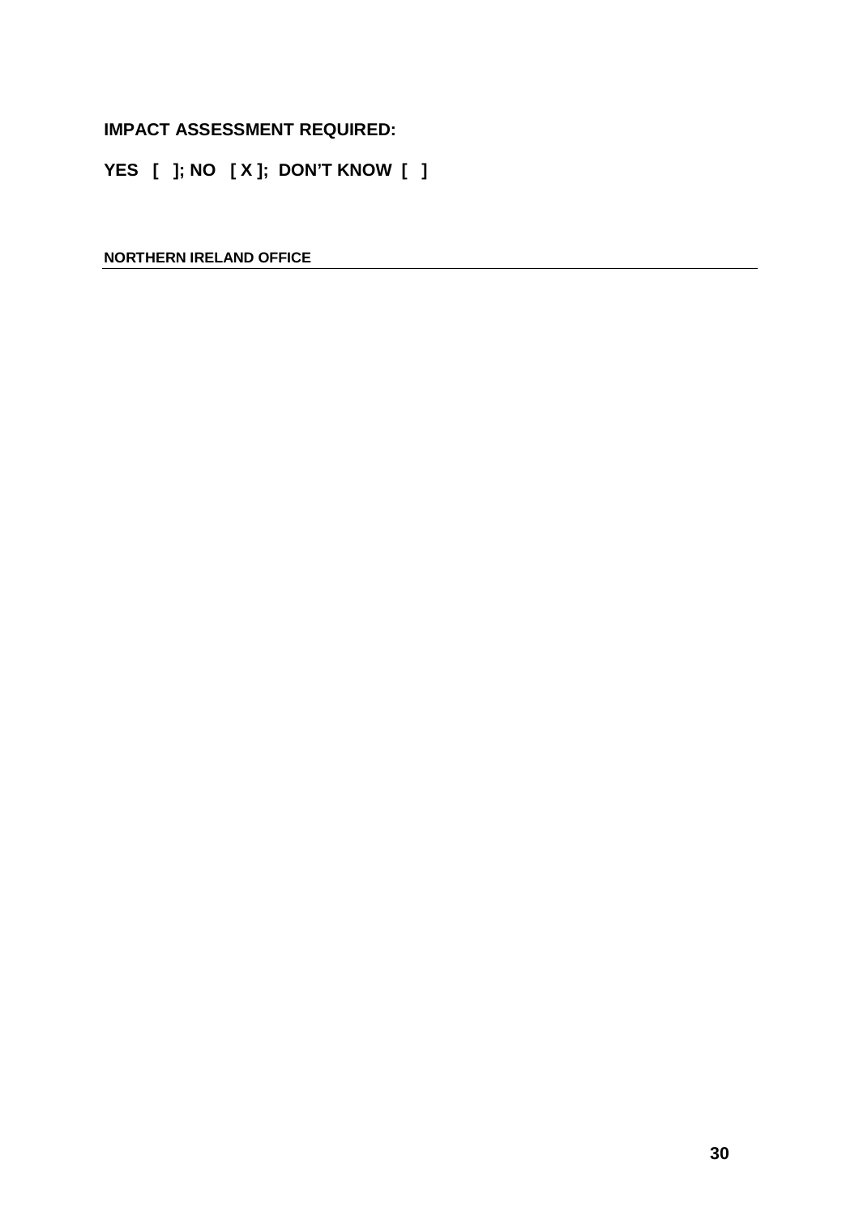**IMPACT ASSESSMENT REQUIRED:**

**YES [ ]; NO [ X ]; DON'T KNOW [ ]**

**NORTHERN IRELAND OFFICE**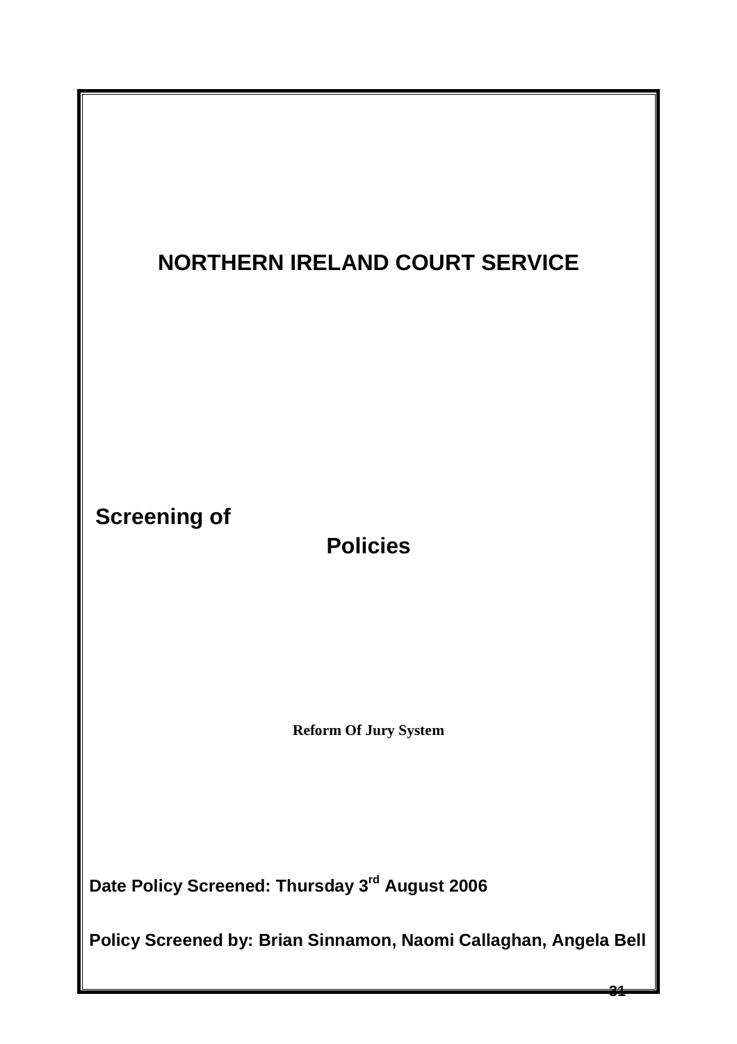# NORTHERN IRELAND COURT SERVICE

## Screening of Policies

**Reform Of Jury System**

**Date Policy Screened: Thursday 3rd August 2006**

**Policy Screened by: Brian Sinnamon, Naomi Callaghan, Angela Bell**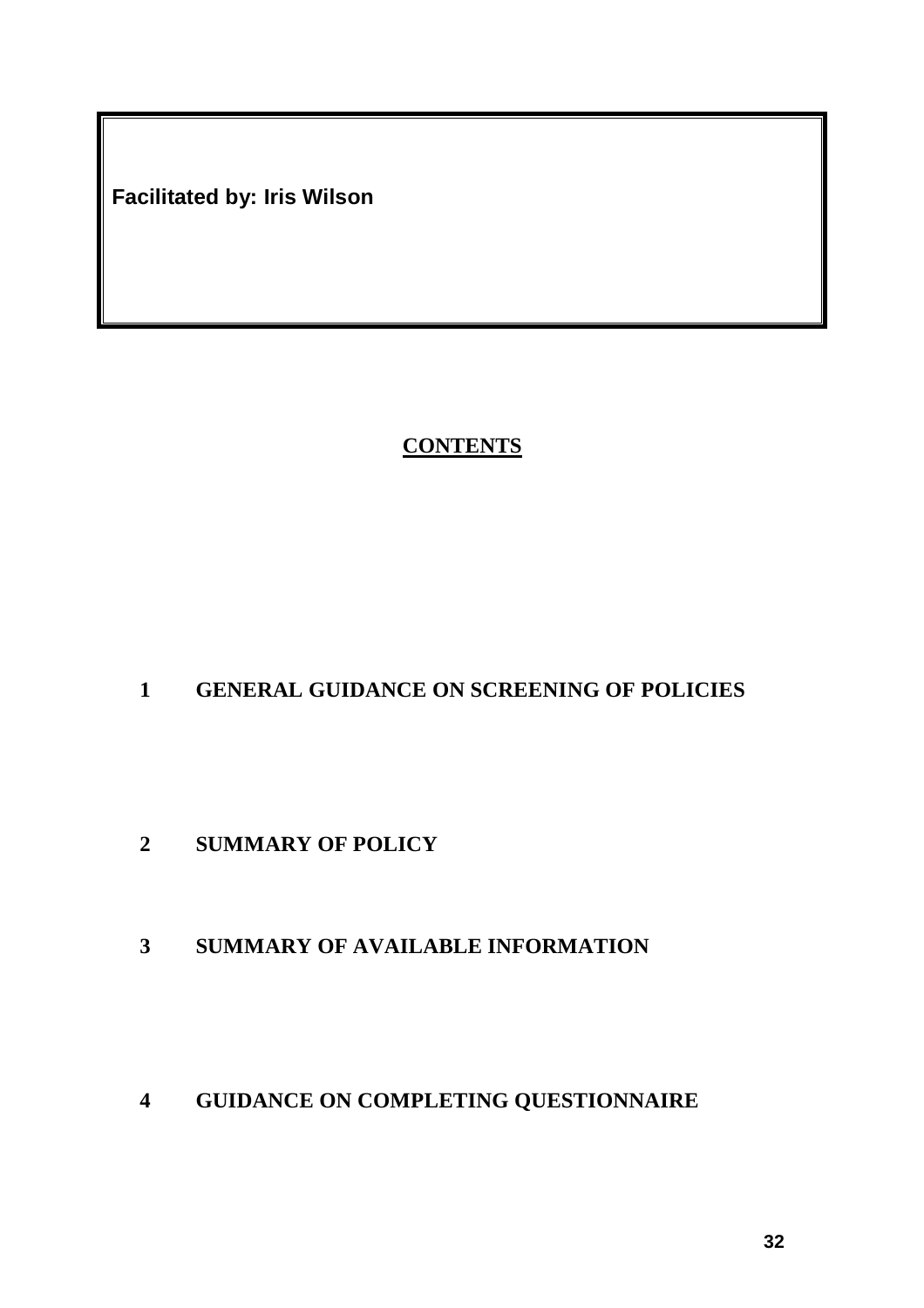**Facilitated by: Iris Wilson**

## CONTENTS

1 GENERAL GUIDANCE ON SCREENING OF POLICIES

2 SUMMARY OF POLICY

3 SUMMARY OF AVAILABLE INFORMATION

4 GUIDANCE ON COMPLETING QUESTIONNAIRE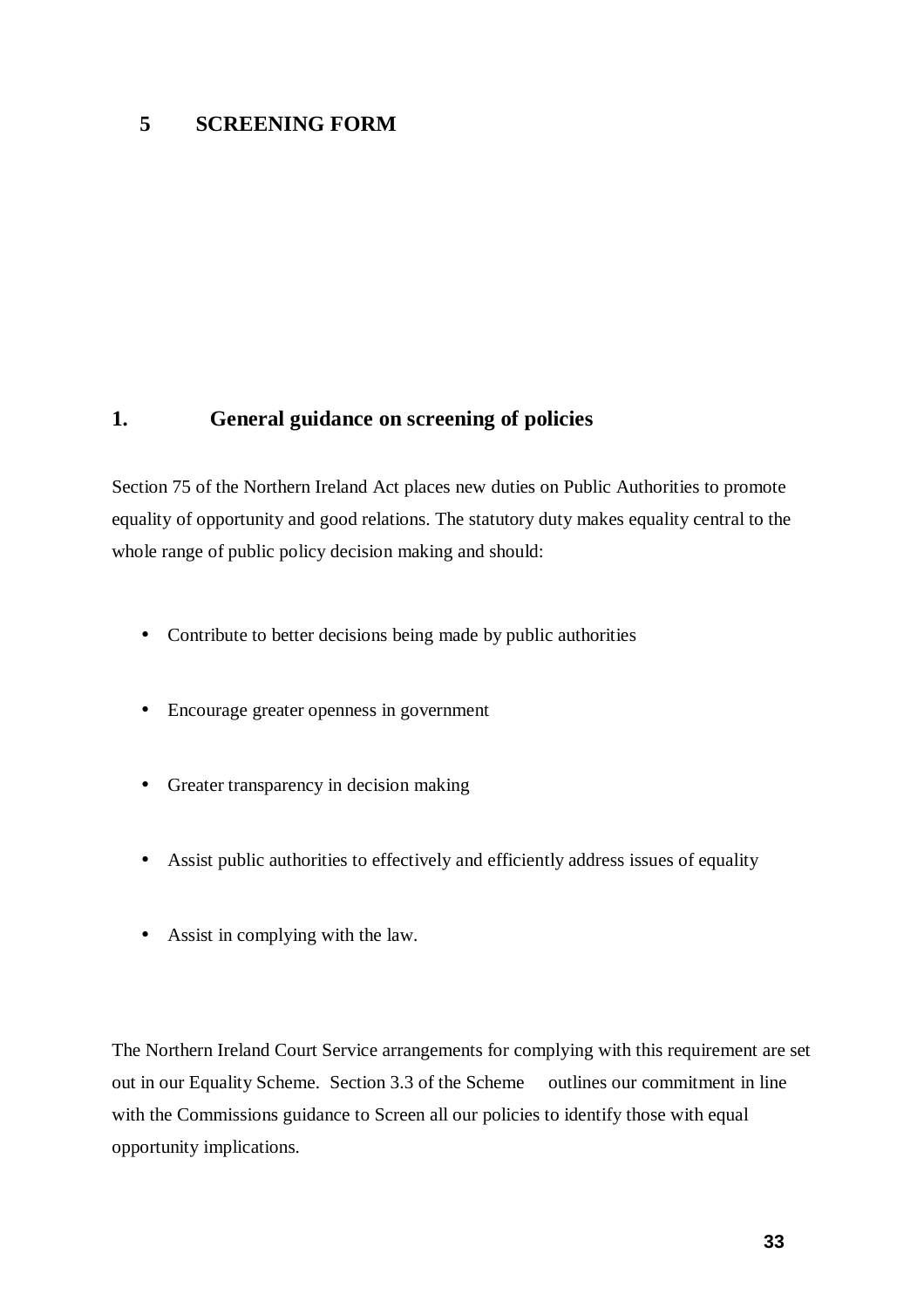# 5 SCREENING FORM

## 1. General guidance on screening of policies

Section 75 of the Northern Ireland Act places new duties on Public Authorities to promote equality of opportunity and good relations. The statutory duty makes equality central to the whole range of public policy decision making and should:

- Contribute to better decisions being made by public authorities
- Encourage greater openness in government
- Greater transparency in decision making
- Assist public authorities to effectively and efficiently address issues of equality
- Assist in complying with the law.

The Northern Ireland Court Service arrangements for complying with this requirement are set out in our Equality Scheme. Section 3.3 of the Scheme outlines our commitment in line with the Commissions guidance to Screen all our policies to identify those with equal opportunity implications.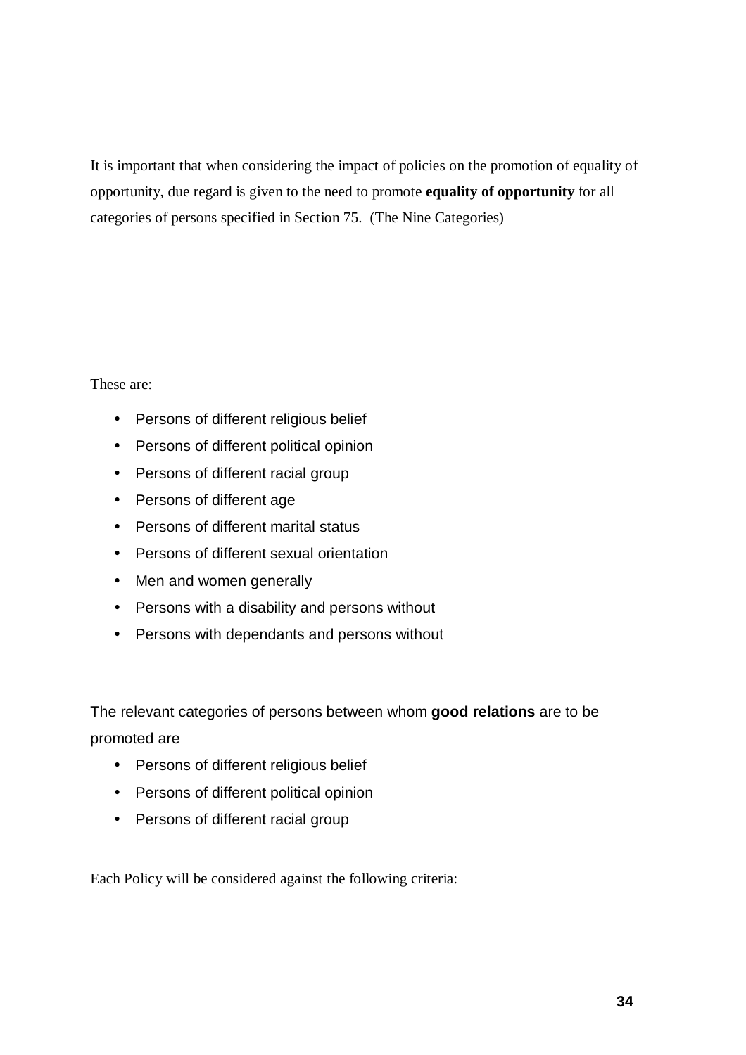It is important that when considering the impact of policies on the promotion of equality of opportunity, due regard is given to the need to promote **equality of opportunity** for all categories of persons specified in Section 75. (The Nine Categories)

These are:

- Persons of different religious belief
- Persons of different political opinion
- Persons of different racial group
- Persons of different age
- Persons of different marital status
- Persons of different sexual orientation
- Men and women generally
- Persons with a disability and persons without
- Persons with dependants and persons without

The relevant categories of persons between whom **good relations** are to be promoted are

- Persons of different religious belief
- Persons of different political opinion
- Persons of different racial group

Each Policy will be considered against the following criteria: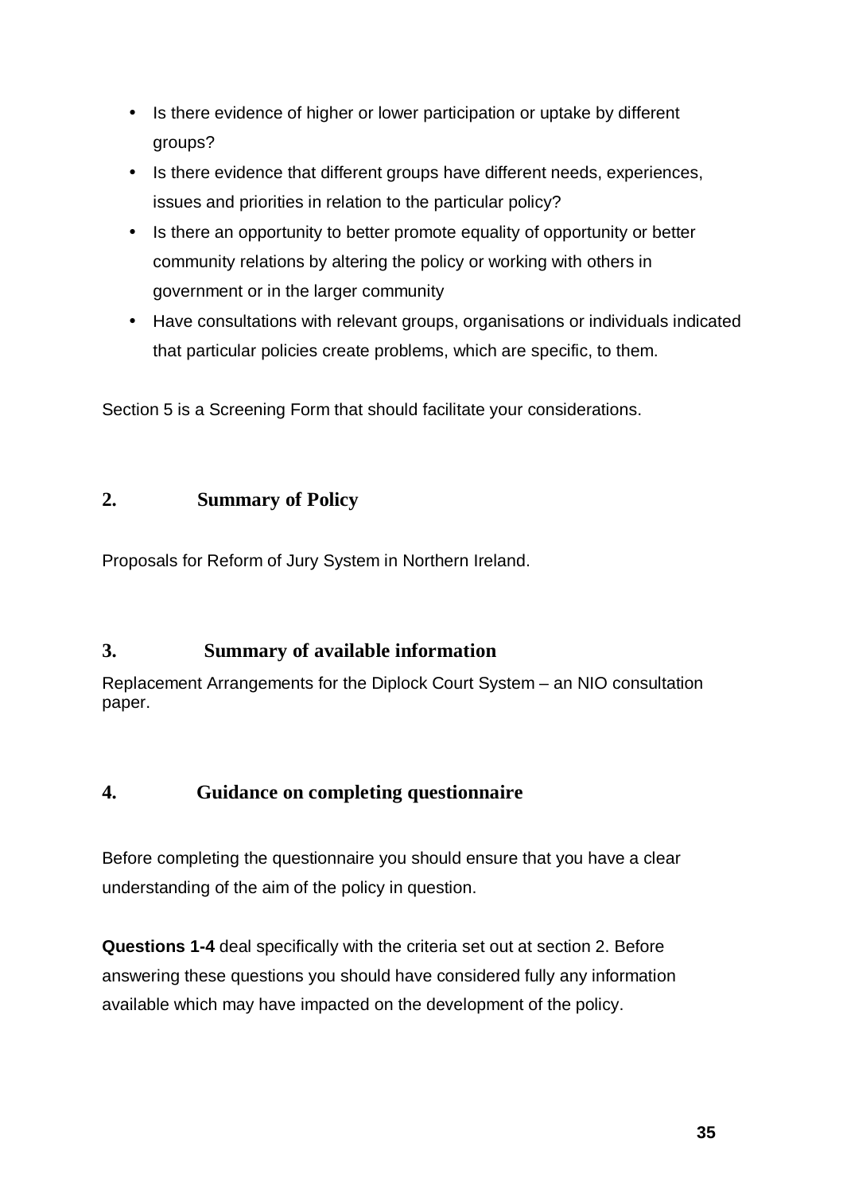- Is there evidence of higher or lower participation or uptake by different groups?
- Is there evidence that different groups have different needs, experiences, issues and priorities in relation to the particular policy?
- Is there an opportunity to better promote equality of opportunity or better community relations by altering the policy or working with others in government or in the larger community
- Have consultations with relevant groups, organisations or individuals indicated that particular policies create problems, which are specific, to them.

Section 5 is a Screening Form that should facilitate your considerations.

## 2. Summary of Policy

Proposals for Reform of Jury System in Northern Ireland.

## 3. Summary of available information

Replacement Arrangements for the Diplock Court System – an NIO consultation paper.

## 4. Guidance on completing questionnaire

Before completing the questionnaire you should ensure that you have a clear understanding of the aim of the policy in question.

**Questions 1-4** deal specifically with the criteria set out at section 2. Before answering these questions you should have considered fully any information available which may have impacted on the development of the policy.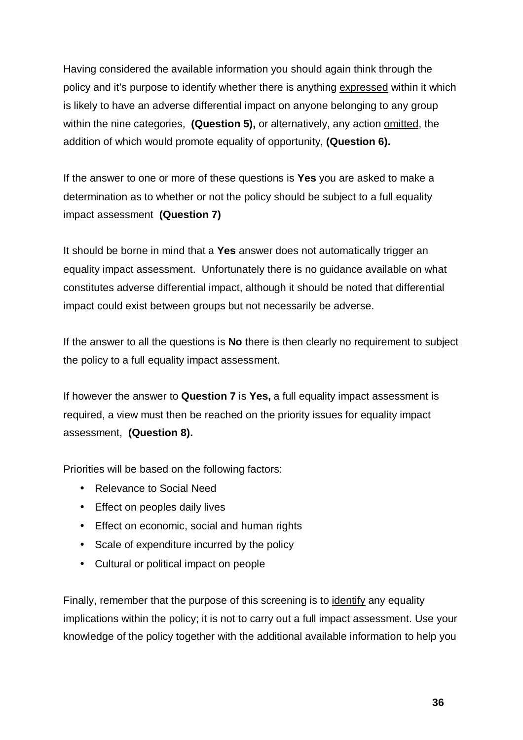Having considered the available information you should again think through the policy and it's purpose to identify whether there is anything expressed within it which is likely to have an adverse differential impact on anyone belonging to any group within the nine categories, **(Question 5),** or alternatively, any action omitted, the addition of which would promote equality of opportunity, **(Question 6).**

If the answer to one or more of these questions is **Yes** you are asked to make a determination as to whether or not the policy should be subject to a full equality impact assessment **(Question 7)**

It should be borne in mind that a **Yes** answer does not automatically trigger an equality impact assessment. Unfortunately there is no guidance available on what constitutes adverse differential impact, although it should be noted that differential impact could exist between groups but not necessarily be adverse.

If the answer to all the questions is **No** there is then clearly no requirement to subject the policy to a full equality impact assessment.

If however the answer to **Question 7** is **Yes,** a full equality impact assessment is required, a view must then be reached on the priority issues for equality impact assessment, **(Question 8).**

Priorities will be based on the following factors:

- Relevance to Social Need
- Effect on peoples daily lives
- Effect on economic, social and human rights
- Scale of expenditure incurred by the policy
- Cultural or political impact on people

Finally, remember that the purpose of this screening is to identify any equality implications within the policy; it is not to carry out a full impact assessment. Use your knowledge of the policy together with the additional available information to help you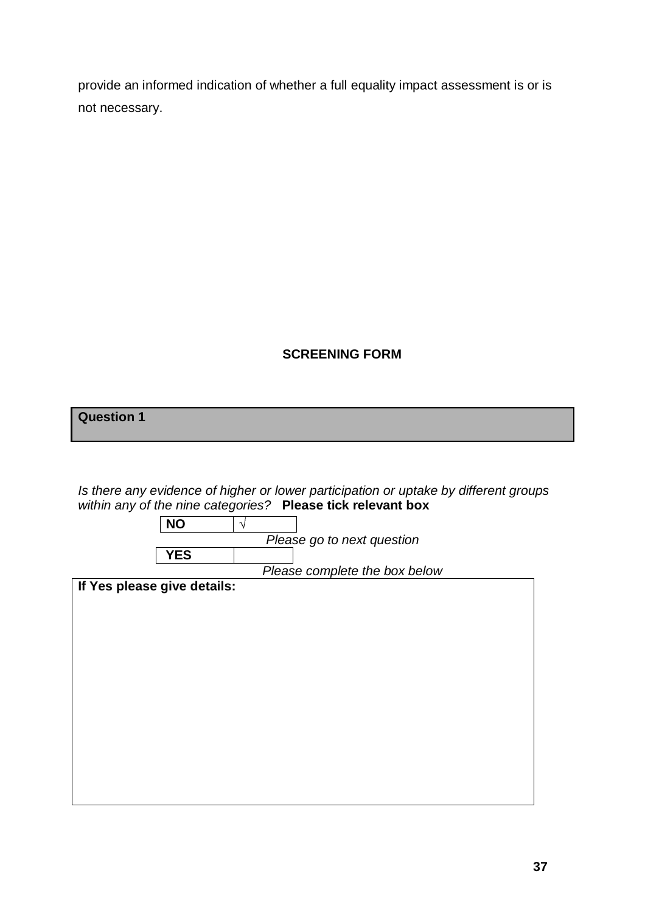provide an informed indication of whether a full equality impact assessment is or is not necessary.

**SCREENING FORM**

| **Question 1** |
|---|

*Is there any evidence of higher or lower participation or uptake by different groups within any of the nine categories?* **Please tick relevant box**

| **NO** | √ |
|---|---|

*Please go to next question*

| **YES** | |
|---|---|

*Please complete the box below*

| **If Yes please give details:** |
|---|
| |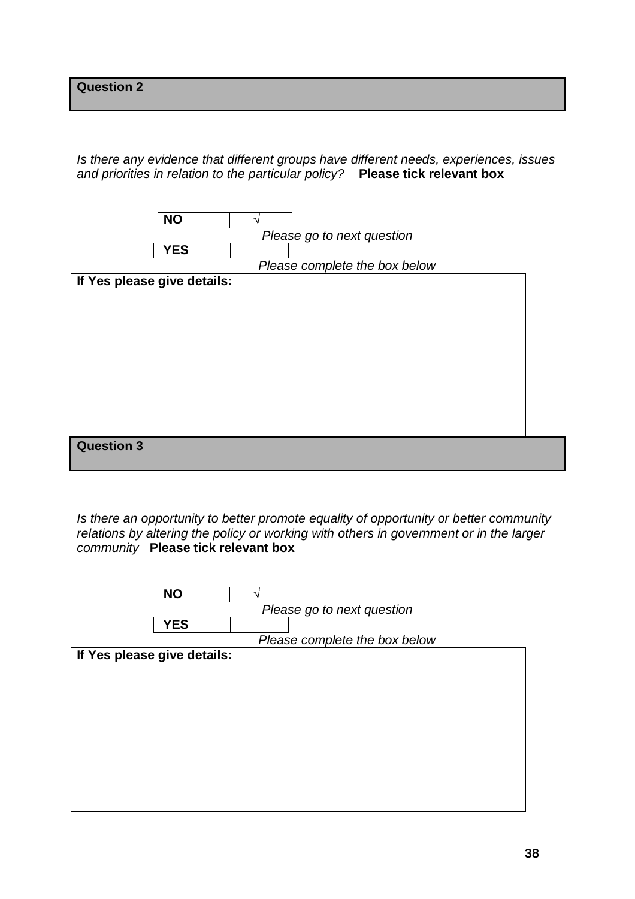## Question 2

*Is there any evidence that different groups have different needs, experiences, issues and priorities in relation to the particular policy?* **Please tick relevant box**

| **NO** | √ |
|---|---|
| | *Please go to next question* |
| **YES** | |
| | *Please complete the box below* |

| **If Yes please give details:** |
|---|
| |

## Question 3

*Is there an opportunity to better promote equality of opportunity or better community relations by altering the policy or working with others in government or in the larger community* **Please tick relevant box**

| **NO** | √ |
|---|---|
| | *Please go to next question* |
| **YES** | |
| | *Please complete the box below* |

| **If Yes please give details:** |
|---|
| |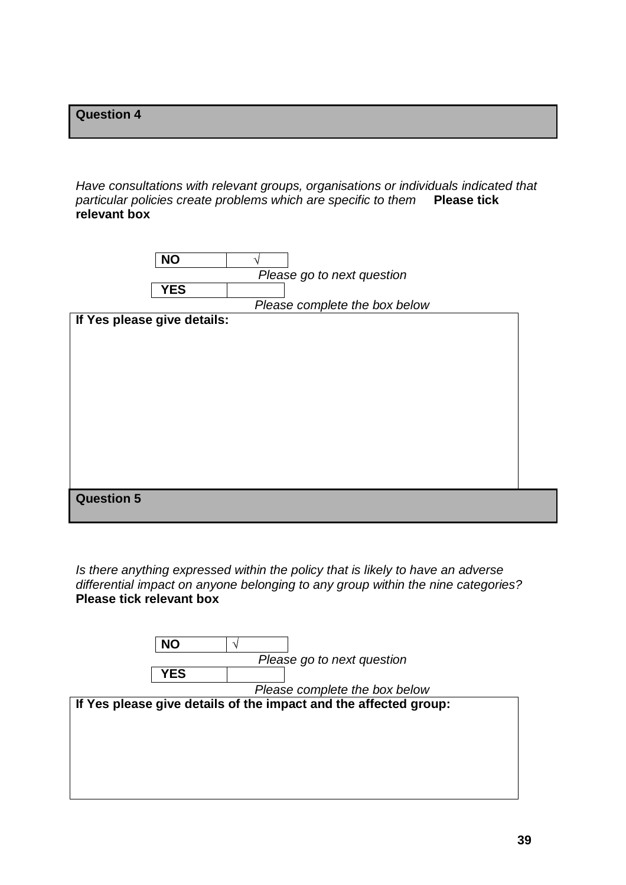**Question 4**

*Have consultations with relevant groups, organisations or individuals indicated that particular policies create problems which are specific to them* **Please tick relevant box**

| | | |
|---|---|---|
| **NO** | √ | *Please go to next question* |
| **YES** | | *Please complete the box below* |

| **If Yes please give details:** |
|---|
| |

**Question 5**

*Is there anything expressed within the policy that is likely to have an adverse differential impact on anyone belonging to any group within the nine categories?* **Please tick relevant box**

| | | |
|---|---|---|
| **NO** | √ | *Please go to next question* |
| **YES** | | *Please complete the box below* |

| **If Yes please give details of the impact and the affected group:** |
|---|
| |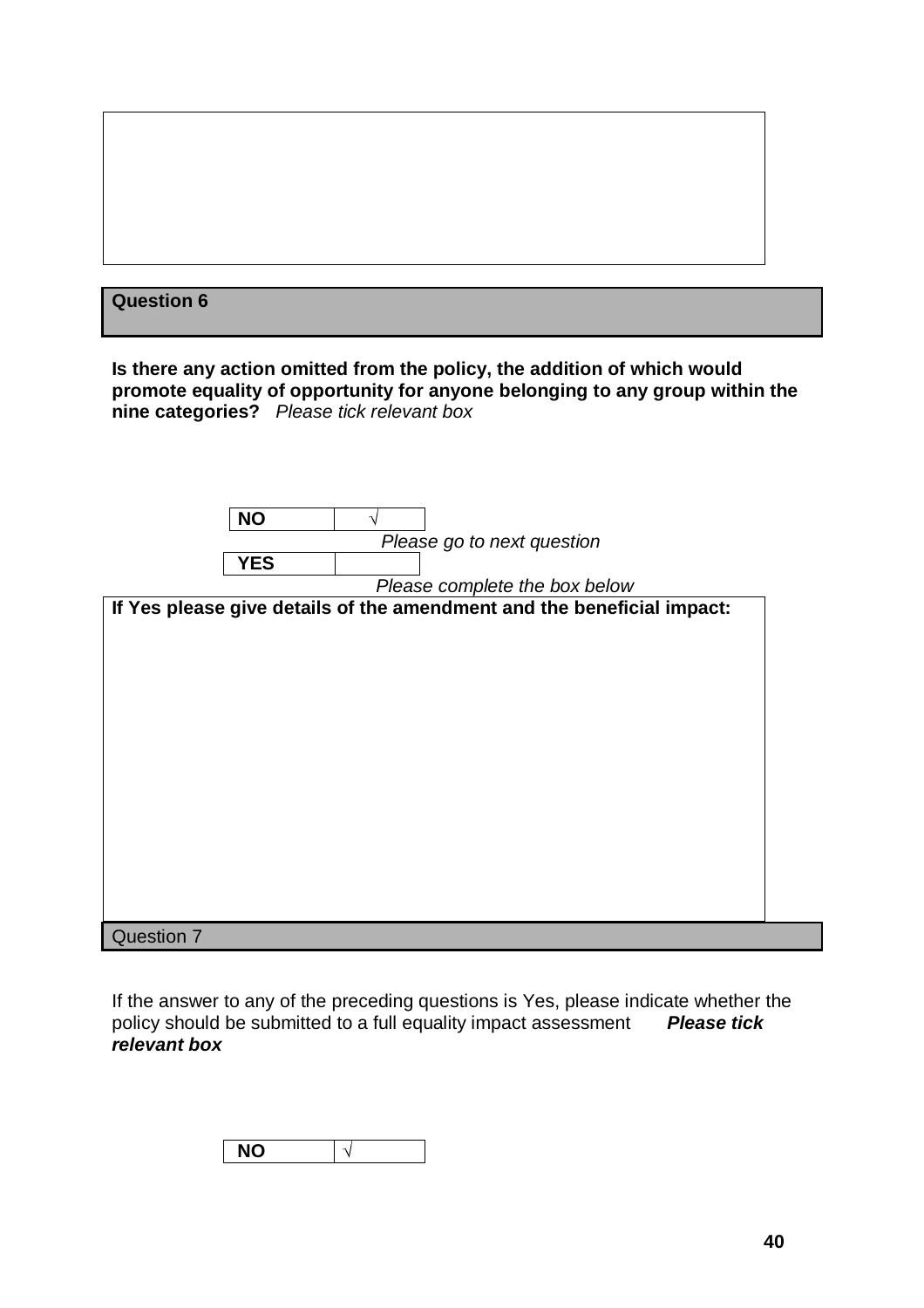**Question 6**

**Is there any action omitted from the policy, the addition of which would promote equality of opportunity for anyone belonging to any group within the nine categories?** *Please tick relevant box*

| **NO** | √ |
|---|---|

*Please go to next question*

| **YES** | |
|---|---|

*Please complete the box below*

**If Yes please give details of the amendment and the beneficial impact:**

Question 7

If the answer to any of the preceding questions is Yes, please indicate whether the policy should be submitted to a full equality impact assessment ***Please tick relevant box***

| **NO** | √ |
|---|---|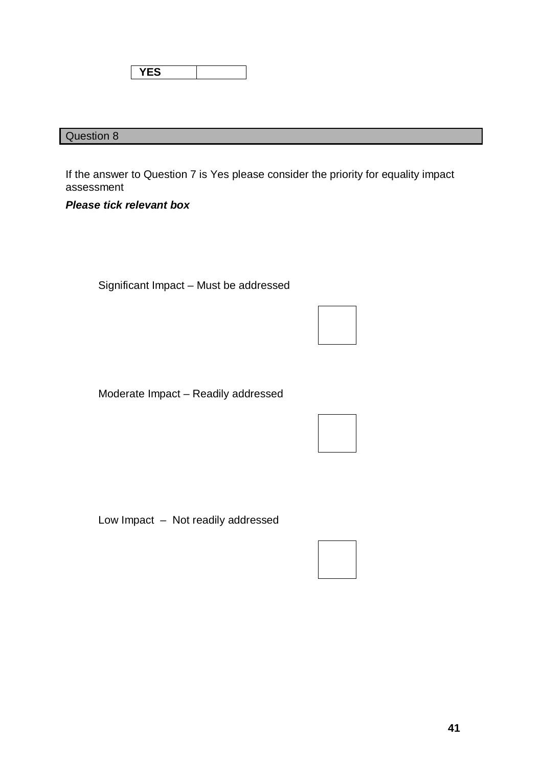| YES | |
|---|---|

## Question 8

If the answer to Question 7 is Yes please consider the priority for equality impact assessment

***Please tick relevant box***

Significant Impact – Must be addressed ☐

Moderate Impact – Readily addressed ☐

Low Impact – Not readily addressed ☐